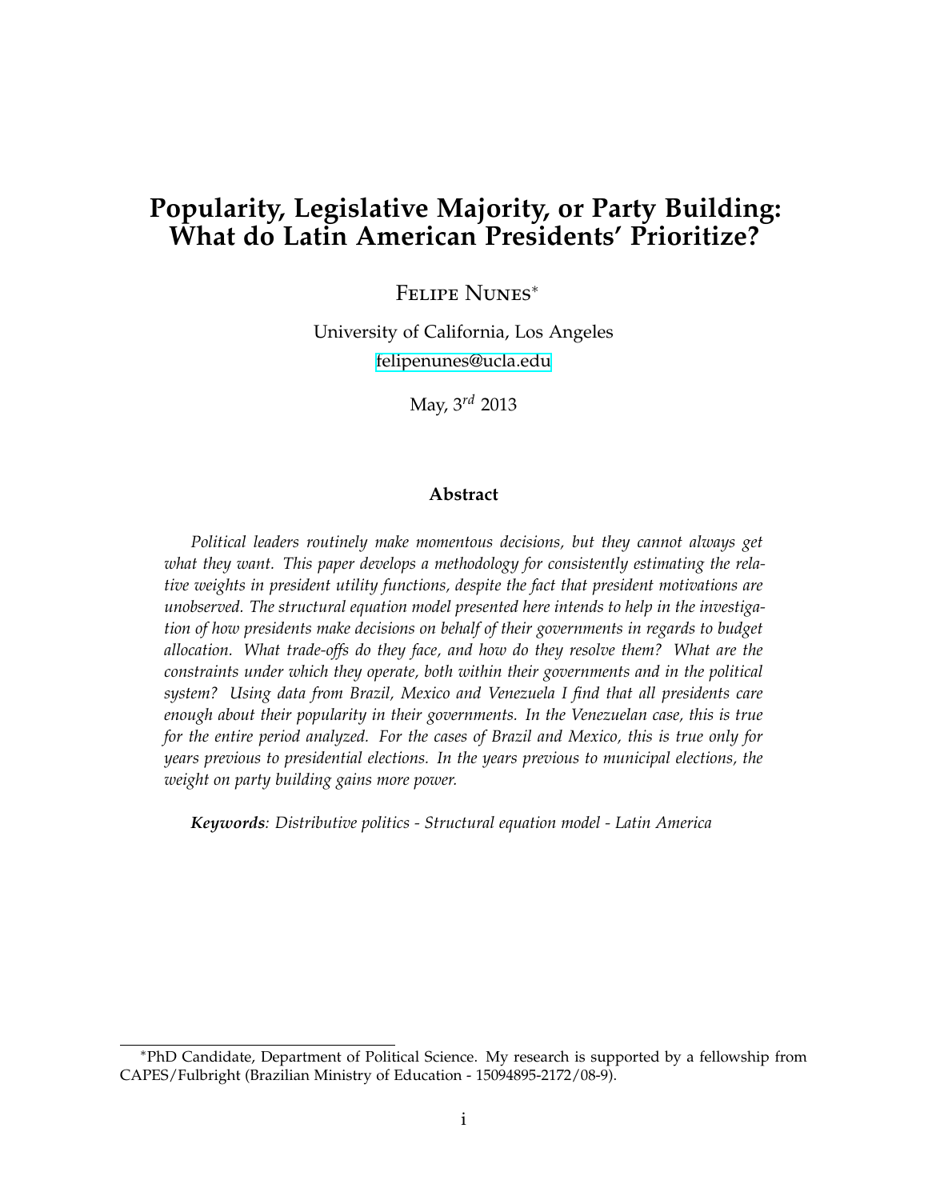# Popularity, Legislative Majority, or Party Building: What do Latin American Presidents' Prioritize?

Felipe Nunes*

University of California, Los Angeles

felipenunes@ucla.edu

May, 3$^{rd}$ 2013

## Abstract

*Political leaders routinely make momentous decisions, but they cannot always get what they want. This paper develops a methodology for consistently estimating the relative weights in president utility functions, despite the fact that president motivations are unobserved. The structural equation model presented here intends to help in the investigation of how presidents make decisions on behalf of their governments in regards to budget allocation. What trade-offs do they face, and how do they resolve them? What are the constraints under which they operate, both within their governments and in the political system? Using data from Brazil, Mexico and Venezuela I find that all presidents care enough about their popularity in their governments. In the Venezuelan case, this is true for the entire period analyzed. For the cases of Brazil and Mexico, this is true only for years previous to presidential elections. In the years previous to municipal elections, the weight on party building gains more power.*

***Keywords***: *Distributive politics - Structural equation model - Latin America*

*PhD Candidate, Department of Political Science. My research is supported by a fellowship from CAPES/Fulbright (Brazilian Ministry of Education - 15094895-2172/08-9).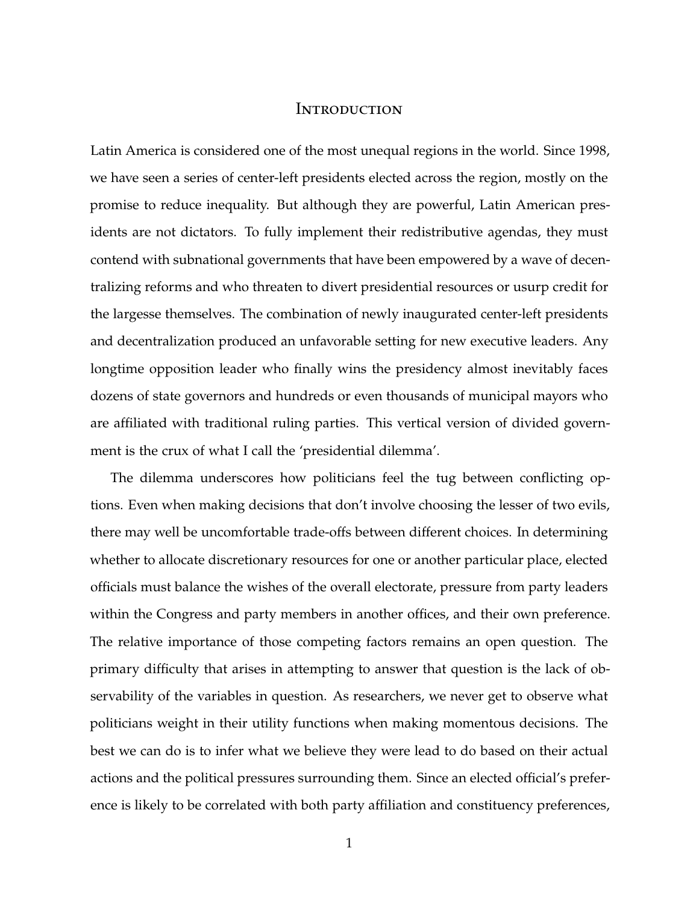# Introduction

Latin America is considered one of the most unequal regions in the world. Since 1998, we have seen a series of center-left presidents elected across the region, mostly on the promise to reduce inequality. But although they are powerful, Latin American presidents are not dictators. To fully implement their redistributive agendas, they must contend with subnational governments that have been empowered by a wave of decentralizing reforms and who threaten to divert presidential resources or usurp credit for the largesse themselves. The combination of newly inaugurated center-left presidents and decentralization produced an unfavorable setting for new executive leaders. Any longtime opposition leader who finally wins the presidency almost inevitably faces dozens of state governors and hundreds or even thousands of municipal mayors who are affiliated with traditional ruling parties. This vertical version of divided government is the crux of what I call the 'presidential dilemma'.

The dilemma underscores how politicians feel the tug between conflicting options. Even when making decisions that don't involve choosing the lesser of two evils, there may well be uncomfortable trade-offs between different choices. In determining whether to allocate discretionary resources for one or another particular place, elected officials must balance the wishes of the overall electorate, pressure from party leaders within the Congress and party members in another offices, and their own preference. The relative importance of those competing factors remains an open question. The primary difficulty that arises in attempting to answer that question is the lack of observability of the variables in question. As researchers, we never get to observe what politicians weight in their utility functions when making momentous decisions. The best we can do is to infer what we believe they were lead to do based on their actual actions and the political pressures surrounding them. Since an elected official's preference is likely to be correlated with both party affiliation and constituency preferences,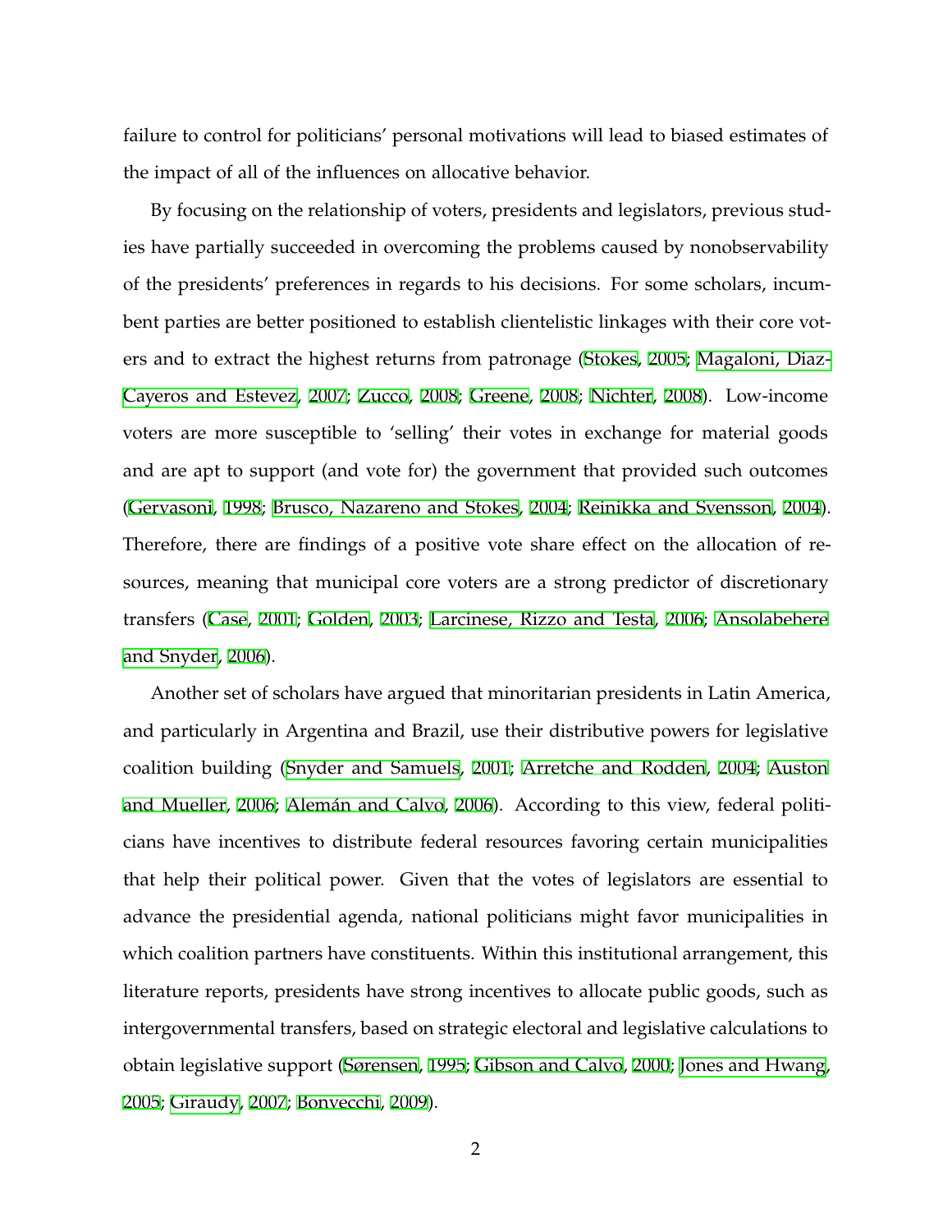failure to control for politicians' personal motivations will lead to biased estimates of the impact of all of the influences on allocative behavior.

By focusing on the relationship of voters, presidents and legislators, previous studies have partially succeeded in overcoming the problems caused by nonobservability of the presidents' preferences in regards to his decisions. For some scholars, incumbent parties are better positioned to establish clientelistic linkages with their core voters and to extract the highest returns from patronage (Stokes, 2005; Magaloni, Diaz-Cayeros and Estevez, 2007; Zucco, 2008; Greene, 2008; Nichter, 2008). Low-income voters are more susceptible to 'selling' their votes in exchange for material goods and are apt to support (and vote for) the government that provided such outcomes (Gervasoni, 1998; Brusco, Nazareno and Stokes, 2004; Reinikka and Svensson, 2004). Therefore, there are findings of a positive vote share effect on the allocation of resources, meaning that municipal core voters are a strong predictor of discretionary transfers (Case, 2001; Golden, 2003; Larcinese, Rizzo and Testa, 2006; Ansolabehere and Snyder, 2006).

Another set of scholars have argued that minoritarian presidents in Latin America, and particularly in Argentina and Brazil, use their distributive powers for legislative coalition building (Snyder and Samuels, 2001; Arretche and Rodden, 2004; Auston and Mueller, 2006; Alemán and Calvo, 2006). According to this view, federal politicians have incentives to distribute federal resources favoring certain municipalities that help their political power. Given that the votes of legislators are essential to advance the presidential agenda, national politicians might favor municipalities in which coalition partners have constituents. Within this institutional arrangement, this literature reports, presidents have strong incentives to allocate public goods, such as intergovernmental transfers, based on strategic electoral and legislative calculations to obtain legislative support (Sørensen, 1995; Gibson and Calvo, 2000; Jones and Hwang, 2005; Giraudy, 2007; Bonvecchi, 2009).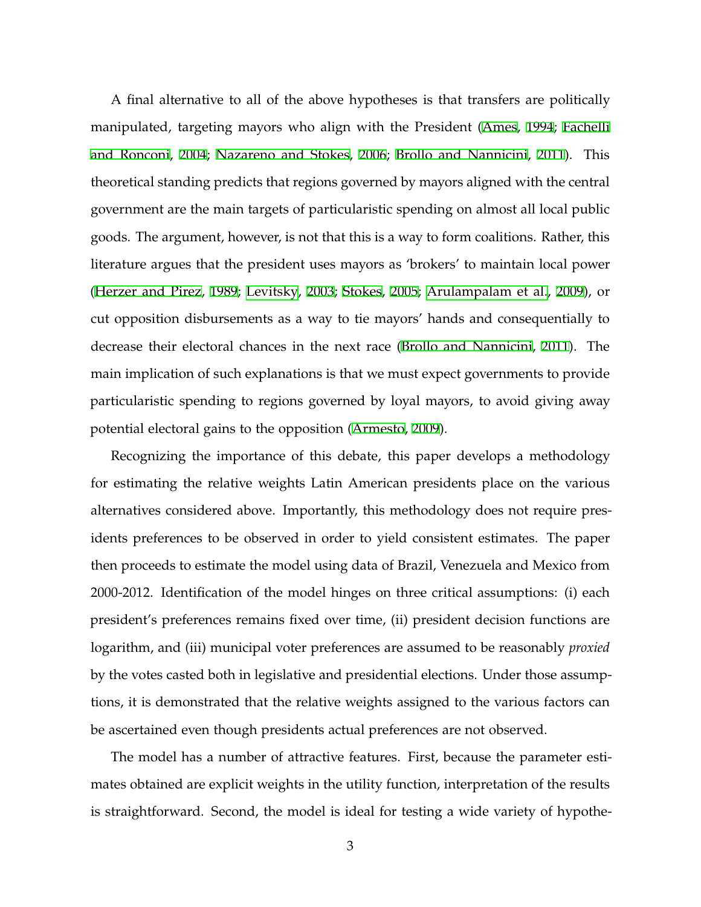A final alternative to all of the above hypotheses is that transfers are politically manipulated, targeting mayors who align with the President (Ames, 1994; Fachelli and Ronconi, 2004; Nazareno and Stokes, 2006; Brollo and Nannicini, 2011). This theoretical standing predicts that regions governed by mayors aligned with the central government are the main targets of particularistic spending on almost all local public goods. The argument, however, is not that this is a way to form coalitions. Rather, this literature argues that the president uses mayors as 'brokers' to maintain local power (Herzer and Pirez, 1989; Levitsky, 2003; Stokes, 2005; Arulampalam et al., 2009), or cut opposition disbursements as a way to tie mayors' hands and consequentially to decrease their electoral chances in the next race (Brollo and Nannicini, 2011). The main implication of such explanations is that we must expect governments to provide particularistic spending to regions governed by loyal mayors, to avoid giving away potential electoral gains to the opposition (Armesto, 2009).

Recognizing the importance of this debate, this paper develops a methodology for estimating the relative weights Latin American presidents place on the various alternatives considered above. Importantly, this methodology does not require presidents preferences to be observed in order to yield consistent estimates. The paper then proceeds to estimate the model using data of Brazil, Venezuela and Mexico from 2000-2012. Identification of the model hinges on three critical assumptions: (i) each president's preferences remains fixed over time, (ii) president decision functions are logarithm, and (iii) municipal voter preferences are assumed to be reasonably *proxied* by the votes casted both in legislative and presidential elections. Under those assumptions, it is demonstrated that the relative weights assigned to the various factors can be ascertained even though presidents actual preferences are not observed.

The model has a number of attractive features. First, because the parameter estimates obtained are explicit weights in the utility function, interpretation of the results is straightforward. Second, the model is ideal for testing a wide variety of hypothe-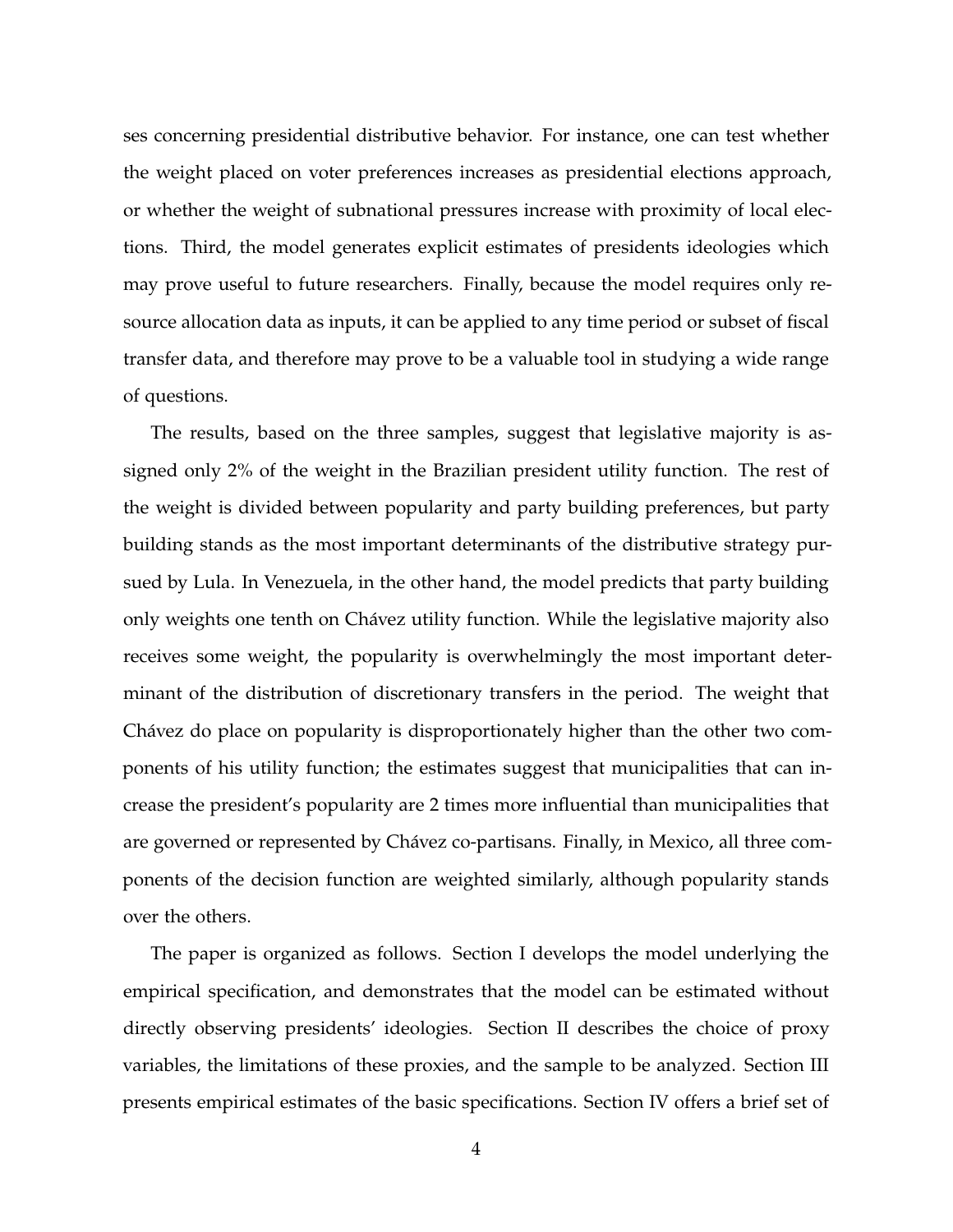ses concerning presidential distributive behavior. For instance, one can test whether the weight placed on voter preferences increases as presidential elections approach, or whether the weight of subnational pressures increase with proximity of local elections. Third, the model generates explicit estimates of presidents ideologies which may prove useful to future researchers. Finally, because the model requires only resource allocation data as inputs, it can be applied to any time period or subset of fiscal transfer data, and therefore may prove to be a valuable tool in studying a wide range of questions.

The results, based on the three samples, suggest that legislative majority is assigned only 2% of the weight in the Brazilian president utility function. The rest of the weight is divided between popularity and party building preferences, but party building stands as the most important determinants of the distributive strategy pursued by Lula. In Venezuela, in the other hand, the model predicts that party building only weights one tenth on Chávez utility function. While the legislative majority also receives some weight, the popularity is overwhelmingly the most important determinant of the distribution of discretionary transfers in the period. The weight that Chávez do place on popularity is disproportionately higher than the other two components of his utility function; the estimates suggest that municipalities that can increase the president's popularity are 2 times more influential than municipalities that are governed or represented by Chávez co-partisans. Finally, in Mexico, all three components of the decision function are weighted similarly, although popularity stands over the others.

The paper is organized as follows. Section I develops the model underlying the empirical specification, and demonstrates that the model can be estimated without directly observing presidents' ideologies. Section II describes the choice of proxy variables, the limitations of these proxies, and the sample to be analyzed. Section III presents empirical estimates of the basic specifications. Section IV offers a brief set of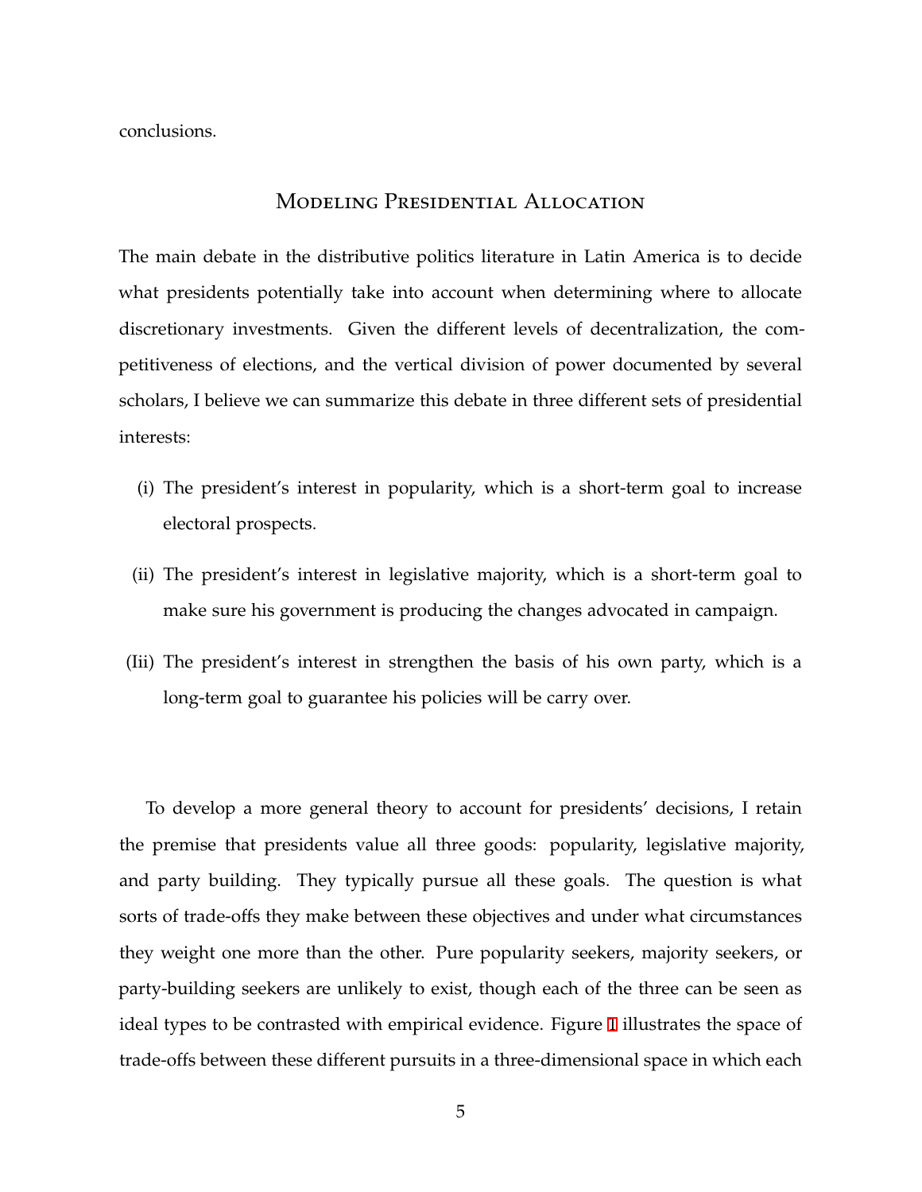conclusions.

## Modeling Presidential Allocation

The main debate in the distributive politics literature in Latin America is to decide what presidents potentially take into account when determining where to allocate discretionary investments. Given the different levels of decentralization, the competitiveness of elections, and the vertical division of power documented by several scholars, I believe we can summarize this debate in three different sets of presidential interests:

(i) The president's interest in popularity, which is a short-term goal to increase electoral prospects.

(ii) The president's interest in legislative majority, which is a short-term goal to make sure his government is producing the changes advocated in campaign.

(Iii) The president's interest in strengthen the basis of his own party, which is a long-term goal to guarantee his policies will be carry over.

To develop a more general theory to account for presidents' decisions, I retain the premise that presidents value all three goods: popularity, legislative majority, and party building. They typically pursue all these goals. The question is what sorts of trade-offs they make between these objectives and under what circumstances they weight one more than the other. Pure popularity seekers, majority seekers, or party-building seekers are unlikely to exist, though each of the three can be seen as ideal types to be contrasted with empirical evidence. Figure 1 illustrates the space of trade-offs between these different pursuits in a three-dimensional space in which each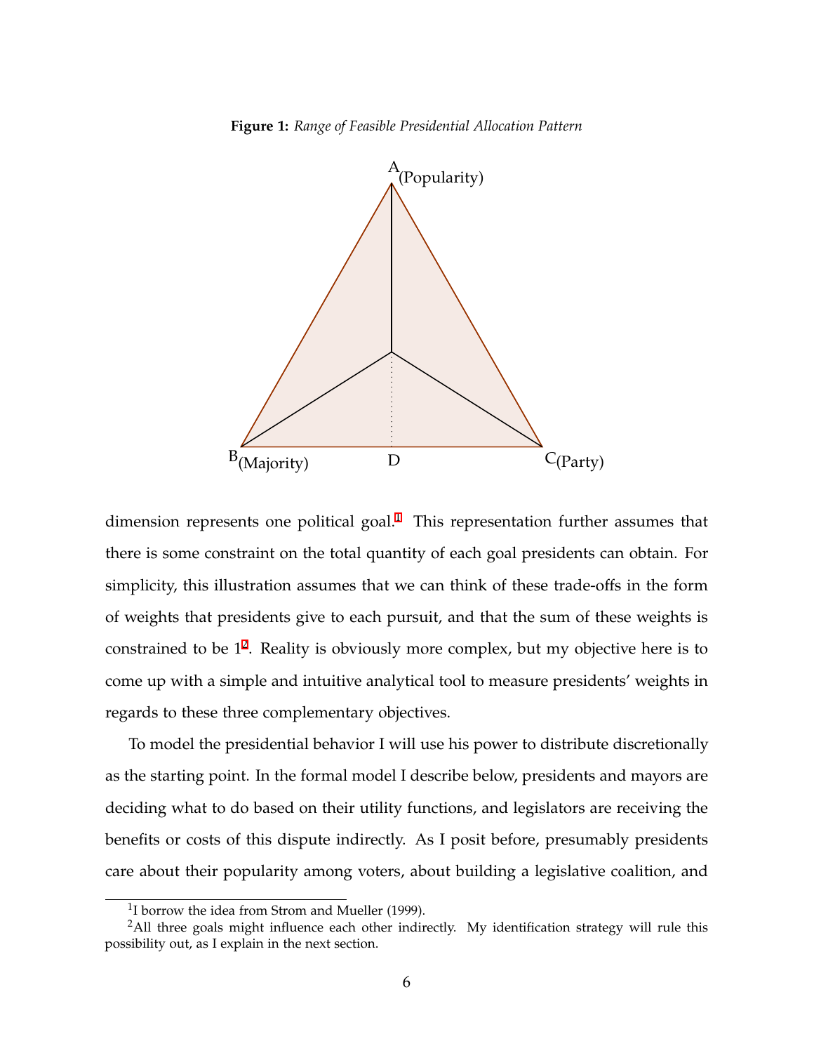**Figure 1:** *Range of Feasible Presidential Allocation Pattern*

A (Popularity)

B (Majority)    D    C (Party)

dimension represents one political goal.[1] This representation further assumes that there is some constraint on the total quantity of each goal presidents can obtain. For simplicity, this illustration assumes that we can think of these trade-offs in the form of weights that presidents give to each pursuit, and that the sum of these weights is constrained to be 1[2]. Reality is obviously more complex, but my objective here is to come up with a simple and intuitive analytical tool to measure presidents' weights in regards to these three complementary objectives.

To model the presidential behavior I will use his power to distribute discretionally as the starting point. In the formal model I describe below, presidents and mayors are deciding what to do based on their utility functions, and legislators are receiving the benefits or costs of this dispute indirectly. As I posit before, presumably presidents care about their popularity among voters, about building a legislative coalition, and

---

[1] I borrow the idea from Strom and Mueller (1999).

[2] All three goals might influence each other indirectly. My identification strategy will rule this possibility out, as I explain in the next section.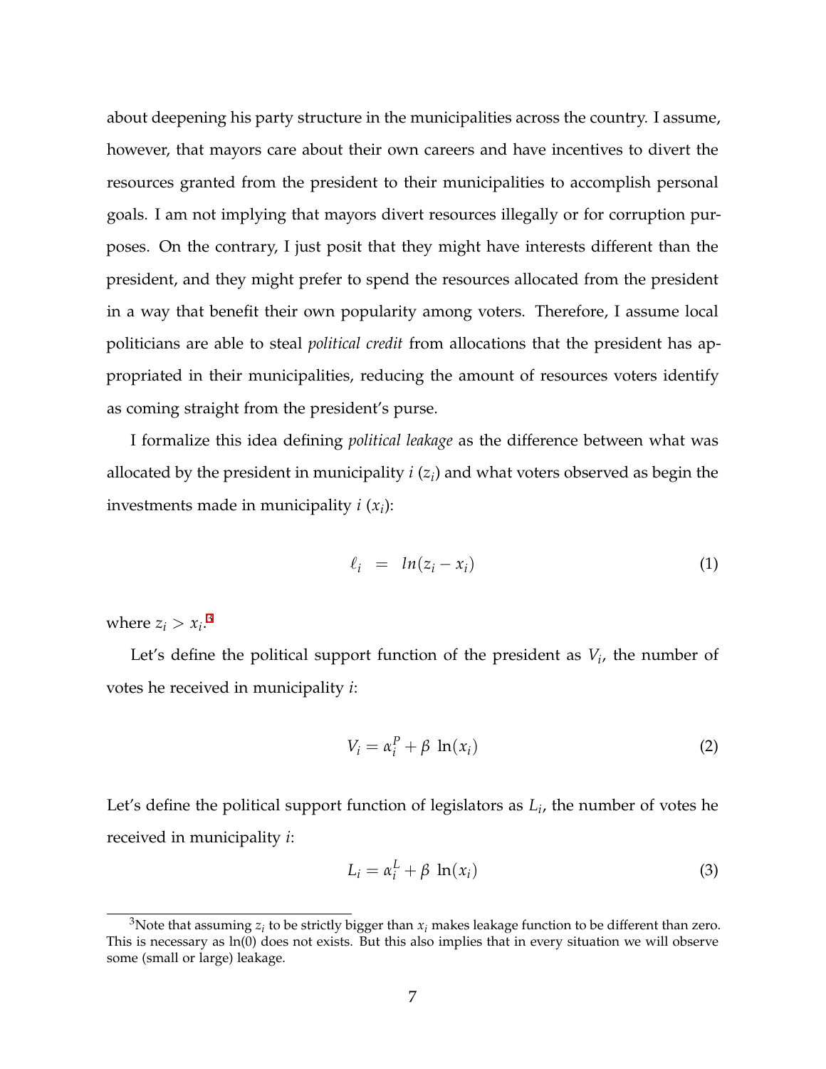about deepening his party structure in the municipalities across the country. I assume, however, that mayors care about their own careers and have incentives to divert the resources granted from the president to their municipalities to accomplish personal goals. I am not implying that mayors divert resources illegally or for corruption purposes. On the contrary, I just posit that they might have interests different than the president, and they might prefer to spend the resources allocated from the president in a way that benefit their own popularity among voters. Therefore, I assume local politicians are able to steal *political credit* from allocations that the president has appropriated in their municipalities, reducing the amount of resources voters identify as coming straight from the president's purse.

I formalize this idea defining *political leakage* as the difference between what was allocated by the president in municipality $i$ ($z_i$) and what voters observed as begin the investments made in municipality $i$ ($x_i$):

$$\ell_i = ln(z_i - x_i) \tag{1}$$

where $z_i > x_i$.[3]

Let's define the political support function of the president as $V_i$, the number of votes he received in municipality $i$:

$$V_i = \alpha_i^P + \beta \ \ln(x_i) \tag{2}$$

Let's define the political support function of legislators as $L_i$, the number of votes he received in municipality $i$:

$$L_i = \alpha_i^L + \beta \ \ln(x_i) \tag{3}$$

[3]Note that assuming $z_i$ to be strictly bigger than $x_i$ makes leakage function to be different than zero. This is necessary as ln(0) does not exists. But this also implies that in every situation we will observe some (small or large) leakage.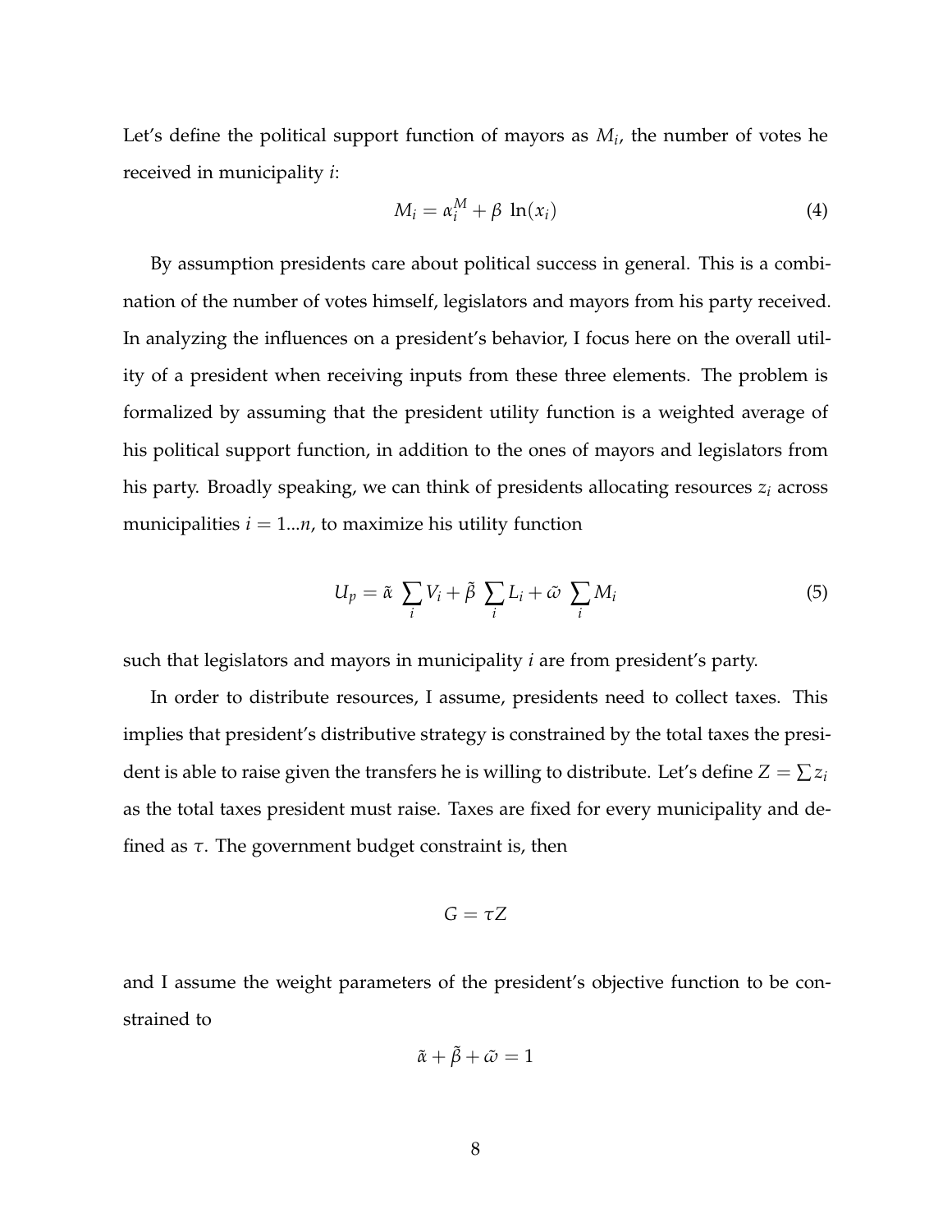Let's define the political support function of mayors as $M_i$, the number of votes he received in municipality $i$:

$$M_i = \alpha_i^M + \beta \ \ln(x_i) \tag{4}$$

By assumption presidents care about political success in general. This is a combination of the number of votes himself, legislators and mayors from his party received. In analyzing the influences on a president's behavior, I focus here on the overall utility of a president when receiving inputs from these three elements. The problem is formalized by assuming that the president utility function is a weighted average of his political support function, in addition to the ones of mayors and legislators from his party. Broadly speaking, we can think of presidents allocating resources $z_i$ across municipalities $i = 1...n$, to maximize his utility function

$$U_p = \tilde{\alpha} \ \sum_i V_i + \tilde{\beta} \ \sum_i L_i + \tilde{\omega} \ \sum_i M_i \tag{5}$$

such that legislators and mayors in municipality $i$ are from president's party.

In order to distribute resources, I assume, presidents need to collect taxes. This implies that president's distributive strategy is constrained by the total taxes the president is able to raise given the transfers he is willing to distribute. Let's define $Z = \sum z_i$ as the total taxes president must raise. Taxes are fixed for every municipality and defined as $\tau$. The government budget constraint is, then

$$G = \tau Z$$

and I assume the weight parameters of the president's objective function to be constrained to

$$\tilde{\alpha} + \tilde{\beta} + \tilde{\omega} = 1$$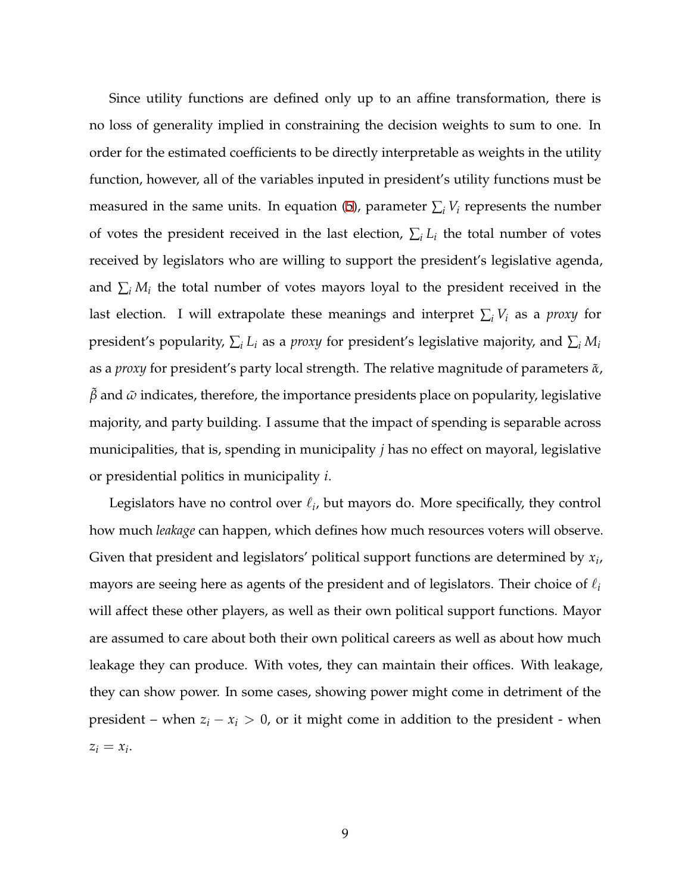Since utility functions are defined only up to an affine transformation, there is no loss of generality implied in constraining the decision weights to sum to one. In order for the estimated coefficients to be directly interpretable as weights in the utility function, however, all of the variables inputed in president's utility functions must be measured in the same units. In equation (5), parameter $\sum_i V_i$ represents the number of votes the president received in the last election, $\sum_i L_i$ the total number of votes received by legislators who are willing to support the president's legislative agenda, and $\sum_i M_i$ the total number of votes mayors loyal to the president received in the last election. I will extrapolate these meanings and interpret $\sum_i V_i$ as a *proxy* for president's popularity, $\sum_i L_i$ as a *proxy* for president's legislative majority, and $\sum_i M_i$ as a *proxy* for president's party local strength. The relative magnitude of parameters $\tilde{\alpha}$, $\tilde{\beta}$ and $\tilde{\omega}$ indicates, therefore, the importance presidents place on popularity, legislative majority, and party building. I assume that the impact of spending is separable across municipalities, that is, spending in municipality $j$ has no effect on mayoral, legislative or presidential politics in municipality $i$.

Legislators have no control over $\ell_i$, but mayors do. More specifically, they control how much *leakage* can happen, which defines how much resources voters will observe. Given that president and legislators' political support functions are determined by $x_i$, mayors are seeing here as agents of the president and of legislators. Their choice of $\ell_i$ will affect these other players, as well as their own political support functions. Mayor are assumed to care about both their own political careers as well as about how much leakage they can produce. With votes, they can maintain their offices. With leakage, they can show power. In some cases, showing power might come in detriment of the president – when $z_i - x_i > 0$, or it might come in addition to the president - when $z_i = x_i$.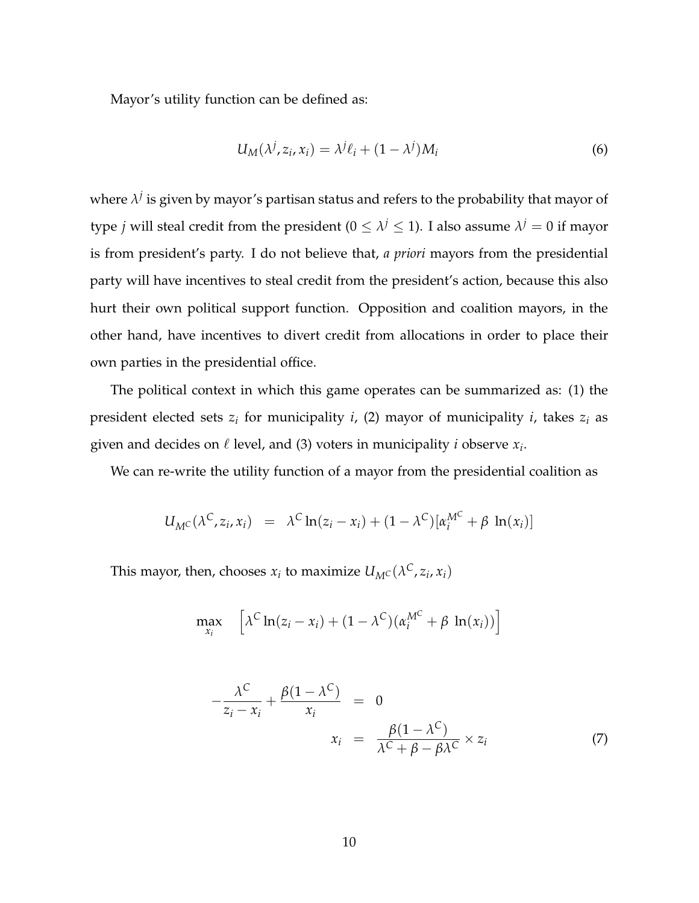Mayor's utility function can be defined as:

$$U_M(\lambda^j, z_i, x_i) = \lambda^j \ell_i + (1-\lambda^j) M_i \tag{6}$$

where $\lambda^j$ is given by mayor's partisan status and refers to the probability that mayor of type $j$ will steal credit from the president ($0 \leq \lambda^j \leq 1$). I also assume $\lambda^j = 0$ if mayor is from president's party. I do not believe that, *a priori* mayors from the presidential party will have incentives to steal credit from the president's action, because this also hurt their own political support function. Opposition and coalition mayors, in the other hand, have incentives to divert credit from allocations in order to place their own parties in the presidential office.

The political context in which this game operates can be summarized as: (1) the president elected sets $z_i$ for municipality $i$, (2) mayor of municipality $i$, takes $z_i$ as given and decides on $\ell$ level, and (3) voters in municipality $i$ observe $x_i$.

We can re-write the utility function of a mayor from the presidential coalition as

$$U_{M^C}(\lambda^C, z_i, x_i) \;=\; \lambda^C \ln(z_i - x_i) + (1-\lambda^C)[\alpha_i^{M^C} + \beta\ \ln(x_i)]$$

This mayor, then, chooses $x_i$ to maximize $U_{M^C}(\lambda^C, z_i, x_i)$

$$\max_{x_i} \quad \left[\lambda^C \ln(z_i - x_i) + (1-\lambda^C)(\alpha_i^{M^C} + \beta\ \ln(x_i))\right]$$

$$\begin{aligned}
-\frac{\lambda^C}{z_i - x_i} + \frac{\beta(1-\lambda^C)}{x_i} &= 0 \\
x_i &= \frac{\beta(1-\lambda^C)}{\lambda^C + \beta - \beta\lambda^C} \times z_i
\end{aligned} \tag{7}$$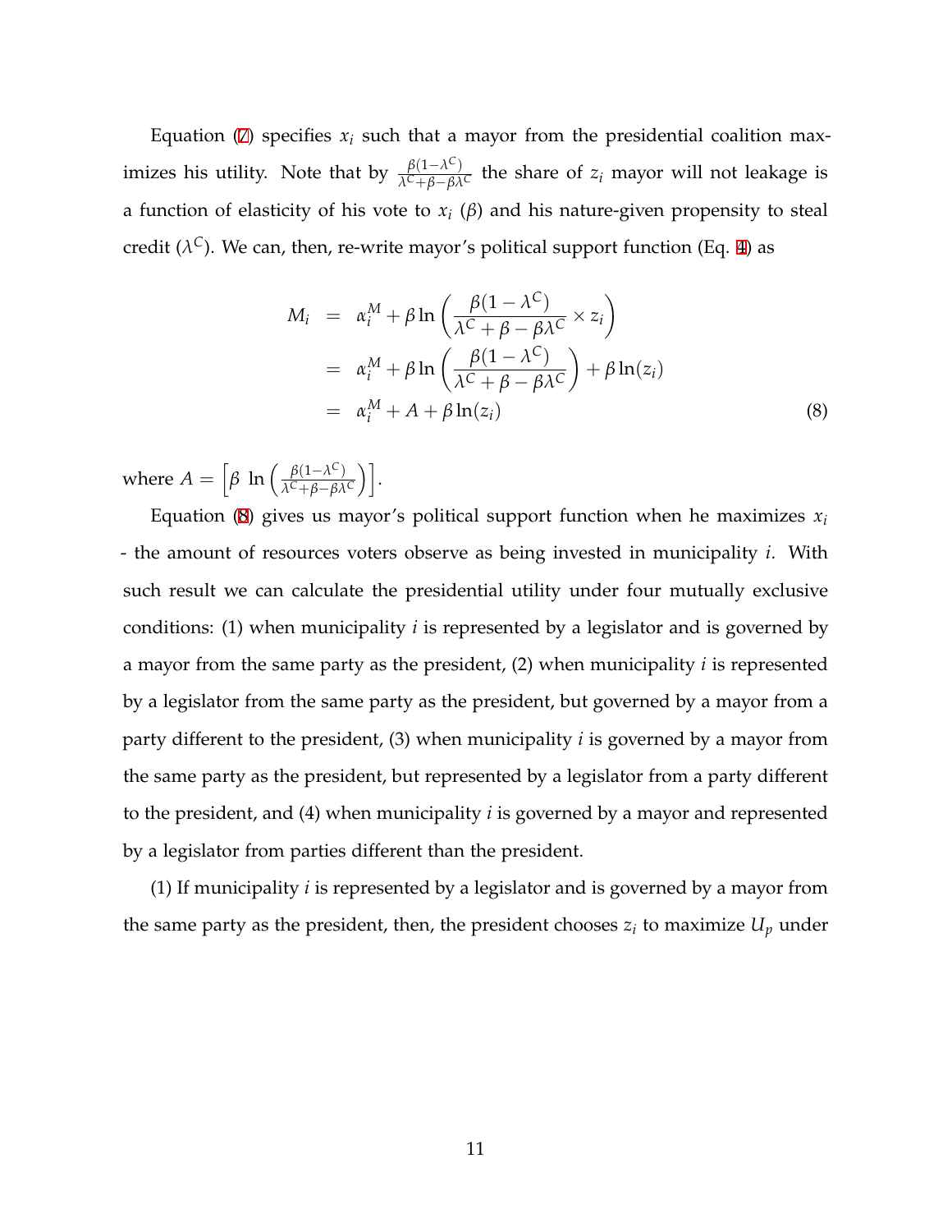Equation (7) specifies $x_i$ such that a mayor from the presidential coalition maximizes his utility. Note that by $\frac{\beta(1-\lambda^C)}{\lambda^C+\beta-\beta\lambda^C}$ the share of $z_i$ mayor will not leakage is a function of elasticity of his vote to $x_i$ ($\beta$) and his nature-given propensity to steal credit ($\lambda^C$). We can, then, re-write mayor's political support function (Eq. 4) as

$$
\begin{aligned}
M_i &= \alpha_i^M + \beta \ln\left(\frac{\beta(1-\lambda^C)}{\lambda^C+\beta-\beta\lambda^C} \times z_i\right) \\
&= \alpha_i^M + \beta \ln\left(\frac{\beta(1-\lambda^C)}{\lambda^C+\beta-\beta\lambda^C}\right) + \beta \ln(z_i) \\
&= \alpha_i^M + A + \beta \ln(z_i) \qquad (8)
\end{aligned}
$$

where $A = \left[\beta \ \ln\left(\frac{\beta(1-\lambda^C)}{\lambda^C+\beta-\beta\lambda^C}\right)\right]$.

Equation (8) gives us mayor's political support function when he maximizes $x_i$ - the amount of resources voters observe as being invested in municipality $i$. With such result we can calculate the presidential utility under four mutually exclusive conditions: (1) when municipality $i$ is represented by a legislator and is governed by a mayor from the same party as the president, (2) when municipality $i$ is represented by a legislator from the same party as the president, but governed by a mayor from a party different to the president, (3) when municipality $i$ is governed by a mayor from the same party as the president, but represented by a legislator from a party different to the president, and (4) when municipality $i$ is governed by a mayor and represented by a legislator from parties different than the president.

(1) If municipality $i$ is represented by a legislator and is governed by a mayor from the same party as the president, then, the president chooses $z_i$ to maximize $U_p$ under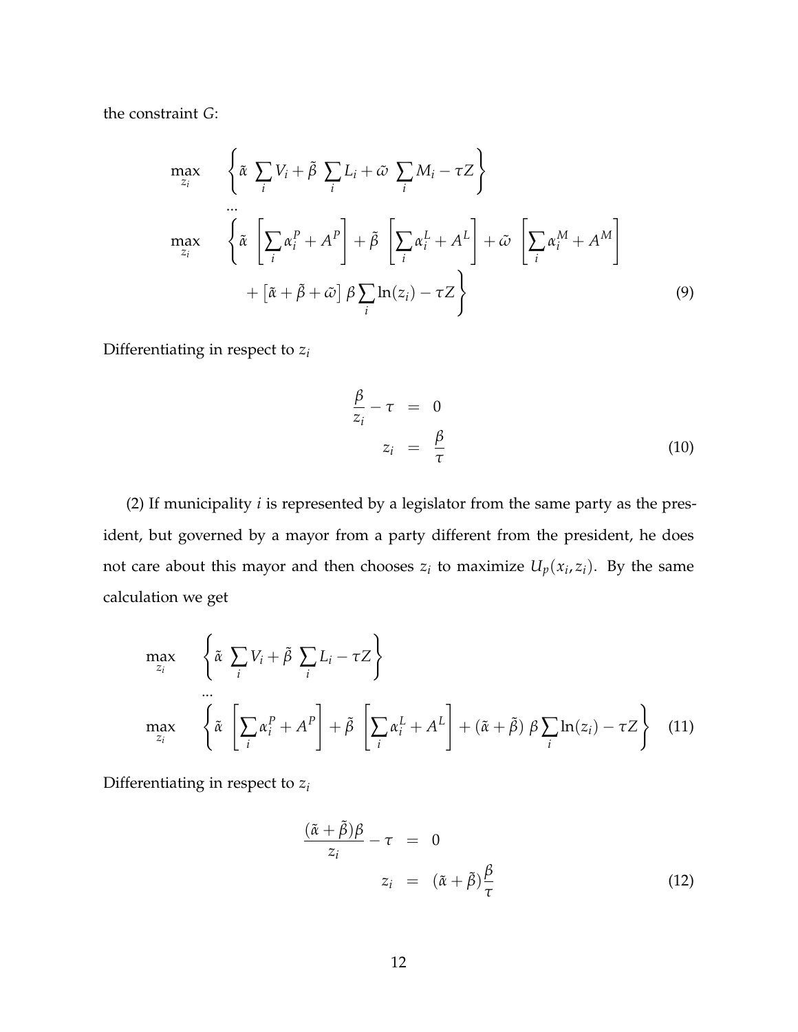the constraint $G$:

$$
\begin{aligned}
\max_{z_i} \quad & \left\{ \tilde{\alpha} \sum_i V_i + \tilde{\beta} \sum_i L_i + \tilde{\omega} \sum_i M_i - \tau Z \right\} \\
& \ldots \\
\max_{z_i} \quad & \left\{ \tilde{\alpha} \left[ \sum_i \alpha_i^P + A^P \right] + \tilde{\beta} \left[ \sum_i \alpha_i^L + A^L \right] + \tilde{\omega} \left[ \sum_i \alpha_i^M + A^M \right] \right. \\
& \left. + \left[ \tilde{\alpha} + \tilde{\beta} + \tilde{\omega} \right] \beta \sum_i \ln(z_i) - \tau Z \right\}
\end{aligned}
\tag{9}
$$

Differentiating in respect to $z_i$

$$
\begin{aligned}
\frac{\beta}{z_i} - \tau &= 0 \\
z_i &= \frac{\beta}{\tau}
\end{aligned}
\tag{10}
$$

(2) If municipality $i$ is represented by a legislator from the same party as the president, but governed by a mayor from a party different from the president, he does not care about this mayor and then chooses $z_i$ to maximize $U_p(x_i, z_i)$. By the same calculation we get

$$
\begin{aligned}
\max_{z_i} \quad & \left\{ \tilde{\alpha} \sum_i V_i + \tilde{\beta} \sum_i L_i - \tau Z \right\} \\
& \ldots \\
\max_{z_i} \quad & \left\{ \tilde{\alpha} \left[ \sum_i \alpha_i^P + A^P \right] + \tilde{\beta} \left[ \sum_i \alpha_i^L + A^L \right] + (\tilde{\alpha} + \tilde{\beta}) \, \beta \sum_i \ln(z_i) - \tau Z \right\}
\end{aligned}
\tag{11}
$$

Differentiating in respect to $z_i$

$$
\begin{aligned}
\frac{(\tilde{\alpha} + \tilde{\beta})\beta}{z_i} - \tau &= 0 \\
z_i &= (\tilde{\alpha} + \tilde{\beta}) \frac{\beta}{\tau}
\end{aligned}
\tag{12}
$$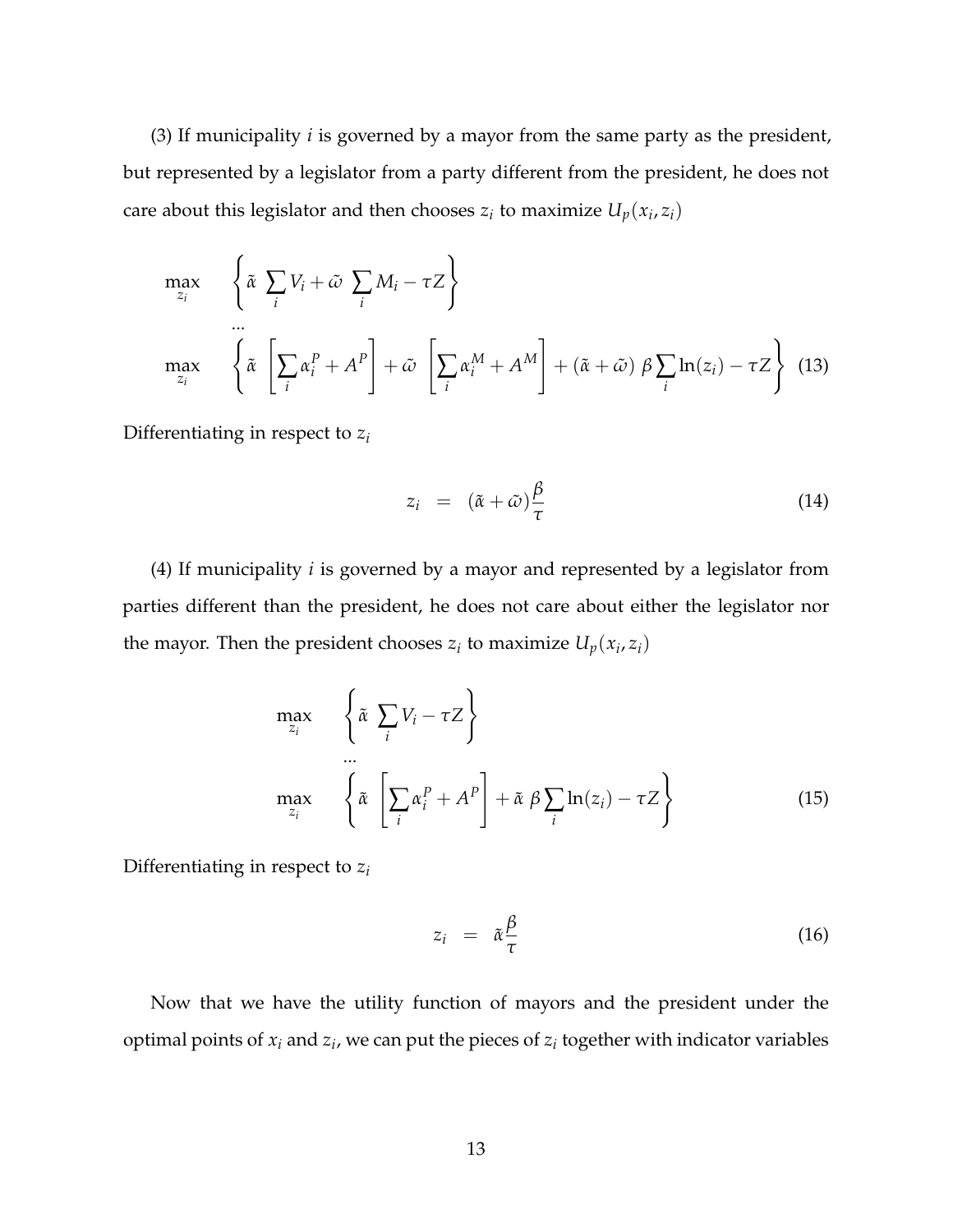(3) If municipality $i$ is governed by a mayor from the same party as the president, but represented by a legislator from a party different from the president, he does not care about this legislator and then chooses $z_i$ to maximize $U_p(x_i, z_i)$

$$
\begin{aligned}
\max_{z_i} \quad & \left\{ \tilde{\alpha} \ \sum_i V_i + \tilde{\omega} \ \sum_i M_i - \tau Z \right\} \\
& \ldots \\
\max_{z_i} \quad & \left\{ \tilde{\alpha} \ \left[ \sum_i \alpha_i^P + A^P \right] + \tilde{\omega} \ \left[ \sum_i \alpha_i^M + A^M \right] + (\tilde{\alpha} + \tilde{\omega}) \ \beta \sum_i \ln(z_i) - \tau Z \right\} \quad (13)
\end{aligned}
$$

Differentiating in respect to $z_i$

$$
z_i = (\tilde{\alpha} + \tilde{\omega}) \frac{\beta}{\tau} \quad (14)
$$

(4) If municipality $i$ is governed by a mayor and represented by a legislator from parties different than the president, he does not care about either the legislator nor the mayor. Then the president chooses $z_i$ to maximize $U_p(x_i, z_i)$

$$
\begin{aligned}
\max_{z_i} \quad & \left\{ \tilde{\alpha} \ \sum_i V_i - \tau Z \right\} \\
& \ldots \\
\max_{z_i} \quad & \left\{ \tilde{\alpha} \ \left[ \sum_i \alpha_i^P + A^P \right] + \tilde{\alpha} \ \beta \sum_i \ln(z_i) - \tau Z \right\} \quad (15)
\end{aligned}
$$

Differentiating in respect to $z_i$

$$
z_i = \tilde{\alpha} \frac{\beta}{\tau} \quad (16)
$$

Now that we have the utility function of mayors and the president under the optimal points of $x_i$ and $z_i$, we can put the pieces of $z_i$ together with indicator variables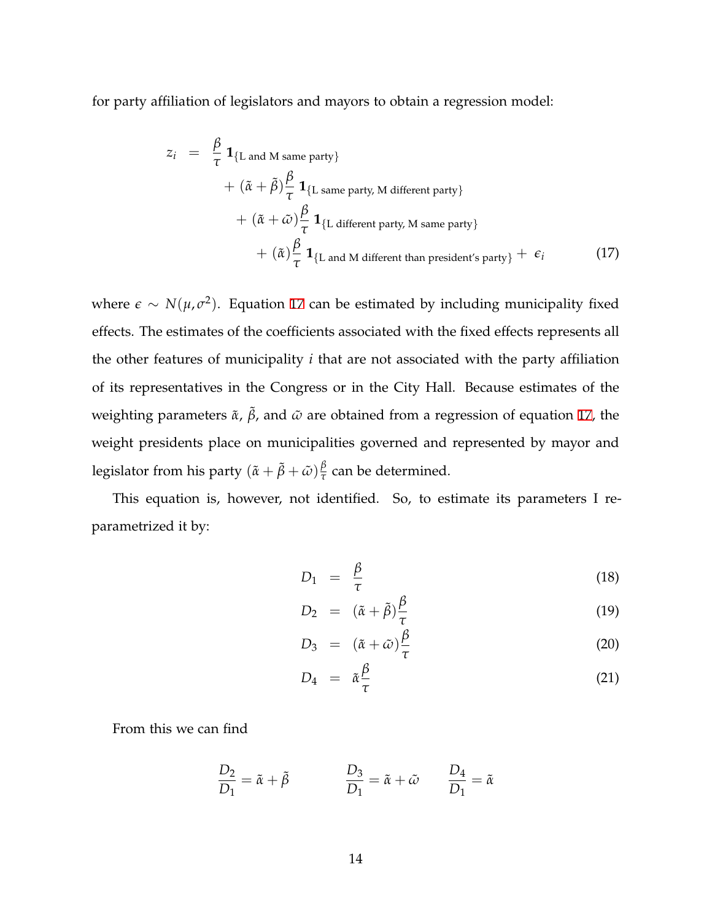for party affiliation of legislators and mayors to obtain a regression model:

$$
\begin{aligned}
z_i \;=\; & \frac{\beta}{\tau}\,\mathbf{1}_{\{\text{L and M same party}\}} \\
& + (\tilde{\alpha}+\tilde{\beta})\frac{\beta}{\tau}\,\mathbf{1}_{\{\text{L same party, M different party}\}} \\
& + (\tilde{\alpha}+\tilde{\omega})\frac{\beta}{\tau}\,\mathbf{1}_{\{\text{L different party, M same party}\}} \\
& + (\tilde{\alpha})\frac{\beta}{\tau}\,\mathbf{1}_{\{\text{L and M different than president's party}\}} + \epsilon_i \qquad (17)
\end{aligned}
$$

where $\epsilon \sim N(\mu, \sigma^2)$. Equation 17 can be estimated by including municipality fixed effects. The estimates of the coefficients associated with the fixed effects represents all the other features of municipality $i$ that are not associated with the party affiliation of its representatives in the Congress or in the City Hall. Because estimates of the weighting parameters $\tilde{\alpha}$, $\tilde{\beta}$, and $\tilde{\omega}$ are obtained from a regression of equation 17, the weight presidents place on municipalities governed and represented by mayor and legislator from his party $(\tilde{\alpha}+\tilde{\beta}+\tilde{\omega})\frac{\beta}{\tau}$ can be determined.

This equation is, however, not identified. So, to estimate its parameters I re-parametrized it by:

$$D_1 = \frac{\beta}{\tau} \qquad (18)$$

$$D_2 = (\tilde{\alpha}+\tilde{\beta})\frac{\beta}{\tau} \qquad (19)$$

$$D_3 = (\tilde{\alpha}+\tilde{\omega})\frac{\beta}{\tau} \qquad (20)$$

$$D_4 = \tilde{\alpha}\frac{\beta}{\tau} \qquad (21)$$

From this we can find

$$\frac{D_2}{D_1} = \tilde{\alpha}+\tilde{\beta} \qquad \frac{D_3}{D_1} = \tilde{\alpha}+\tilde{\omega} \qquad \frac{D_4}{D_1} = \tilde{\alpha}$$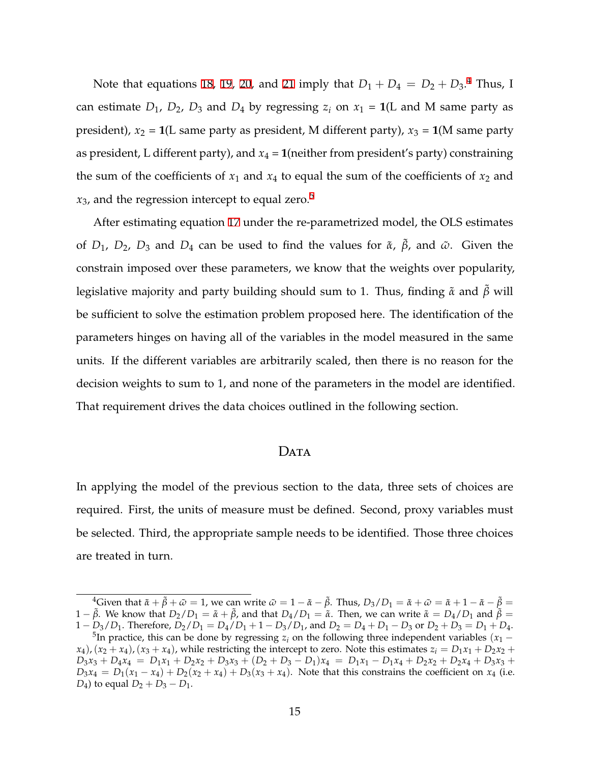Note that equations 18, 19, 20, and 21 imply that $D_1 + D_4 = D_2 + D_3$.[4] Thus, I can estimate $D_1$, $D_2$, $D_3$ and $D_4$ by regressing $z_i$ on $x_1 = \mathbf{1}$(L and M same party as president), $x_2 = \mathbf{1}$(L same party as president, M different party), $x_3 = \mathbf{1}$(M same party as president, L different party), and $x_4 = \mathbf{1}$(neither from president's party) constraining the sum of the coefficients of $x_1$ and $x_4$ to equal the sum of the coefficients of $x_2$ and $x_3$, and the regression intercept to equal zero.[5]

After estimating equation 17 under the re-parametrized model, the OLS estimates of $D_1$, $D_2$, $D_3$ and $D_4$ can be used to find the values for $\tilde{\alpha}$, $\tilde{\beta}$, and $\tilde{\omega}$. Given the constrain imposed over these parameters, we know that the weights over popularity, legislative majority and party building should sum to 1. Thus, finding $\tilde{\alpha}$ and $\tilde{\beta}$ will be sufficient to solve the estimation problem proposed here. The identification of the parameters hinges on having all of the variables in the model measured in the same units. If the different variables are arbitrarily scaled, then there is no reason for the decision weights to sum to 1, and none of the parameters in the model are identified. That requirement drives the data choices outlined in the following section.

## Data

In applying the model of the previous section to the data, three sets of choices are required. First, the units of measure must be defined. Second, proxy variables must be selected. Third, the appropriate sample needs to be identified. Those three choices are treated in turn.

[4] Given that $\tilde{\alpha} + \tilde{\beta} + \tilde{\omega} = 1$, we can write $\tilde{\omega} = 1 - \tilde{\alpha} - \tilde{\beta}$. Thus, $D_3/D_1 = \tilde{\alpha} + \tilde{\omega} = \tilde{\alpha} + 1 - \tilde{\alpha} - \tilde{\beta} = 1 - \tilde{\beta}$. We know that $D_2/D_1 = \tilde{\alpha} + \tilde{\beta}$, and that $D_4/D_1 = \tilde{\alpha}$. Then, we can write $\tilde{\alpha} = D_4/D_1$ and $\tilde{\beta} = 1 - D_3/D_1$. Therefore, $D_2/D_1 = D_4/D_1 + 1 - D_3/D_1$, and $D_2 = D_4 + D_1 - D_3$ or $D_2 + D_3 = D_1 + D_4$.

[5] In practice, this can be done by regressing $z_i$ on the following three independent variables $(x_1 - x_4)$, $(x_2 + x_4)$, $(x_3 + x_4)$, while restricting the intercept to zero. Note this estimates $z_i = D_1x_1 + D_2x_2 + D_3x_3 + D_4x_4 = D_1x_1 + D_2x_2 + D_3x_3 + (D_2 + D_3 - D_1)x_4 = D_1x_1 - D_1x_4 + D_2x_2 + D_2x_4 + D_3x_3 + D_3x_4 = D_1(x_1 - x_4) + D_2(x_2 + x_4) + D_3(x_3 + x_4)$. Note that this constrains the coefficient on $x_4$ (i.e. $D_4$) to equal $D_2 + D_3 - D_1$.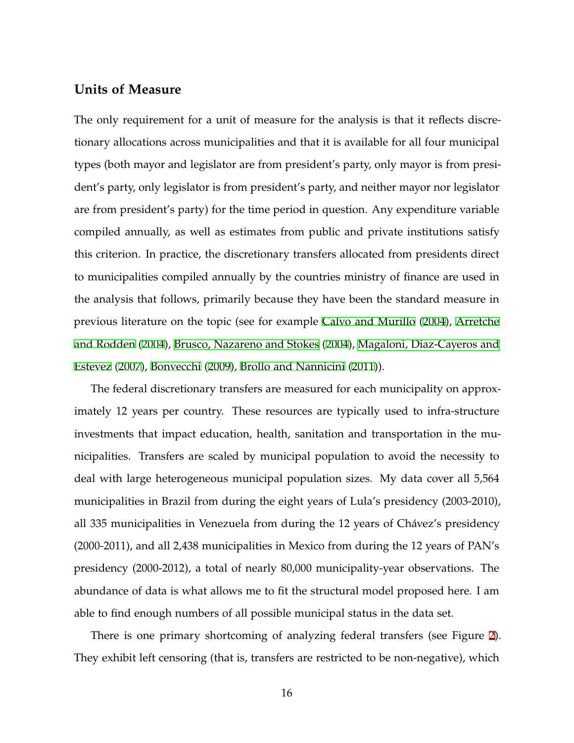### Units of Measure

The only requirement for a unit of measure for the analysis is that it reflects discretionary allocations across municipalities and that it is available for all four municipal types (both mayor and legislator are from president's party, only mayor is from president's party, only legislator is from president's party, and neither mayor nor legislator are from president's party) for the time period in question. Any expenditure variable compiled annually, as well as estimates from public and private institutions satisfy this criterion. In practice, the discretionary transfers allocated from presidents direct to municipalities compiled annually by the countries ministry of finance are used in the analysis that follows, primarily because they have been the standard measure in previous literature on the topic (see for example Calvo and Murillo (2004), Arretche and Rodden (2004), Brusco, Nazareno and Stokes (2004), Magaloni, Diaz-Cayeros and Estevez (2007), Bonvecchi (2009), Brollo and Nannicini (2011)).

The federal discretionary transfers are measured for each municipality on approximately 12 years per country. These resources are typically used to infra-structure investments that impact education, health, sanitation and transportation in the municipalities. Transfers are scaled by municipal population to avoid the necessity to deal with large heterogeneous municipal population sizes. My data cover all 5,564 municipalities in Brazil from during the eight years of Lula's presidency (2003-2010), all 335 municipalities in Venezuela from during the 12 years of Chávez's presidency (2000-2011), and all 2,438 municipalities in Mexico from during the 12 years of PAN's presidency (2000-2012), a total of nearly 80,000 municipality-year observations. The abundance of data is what allows me to fit the structural model proposed here. I am able to find enough numbers of all possible municipal status in the data set.

There is one primary shortcoming of analyzing federal transfers (see Figure 2). They exhibit left censoring (that is, transfers are restricted to be non-negative), which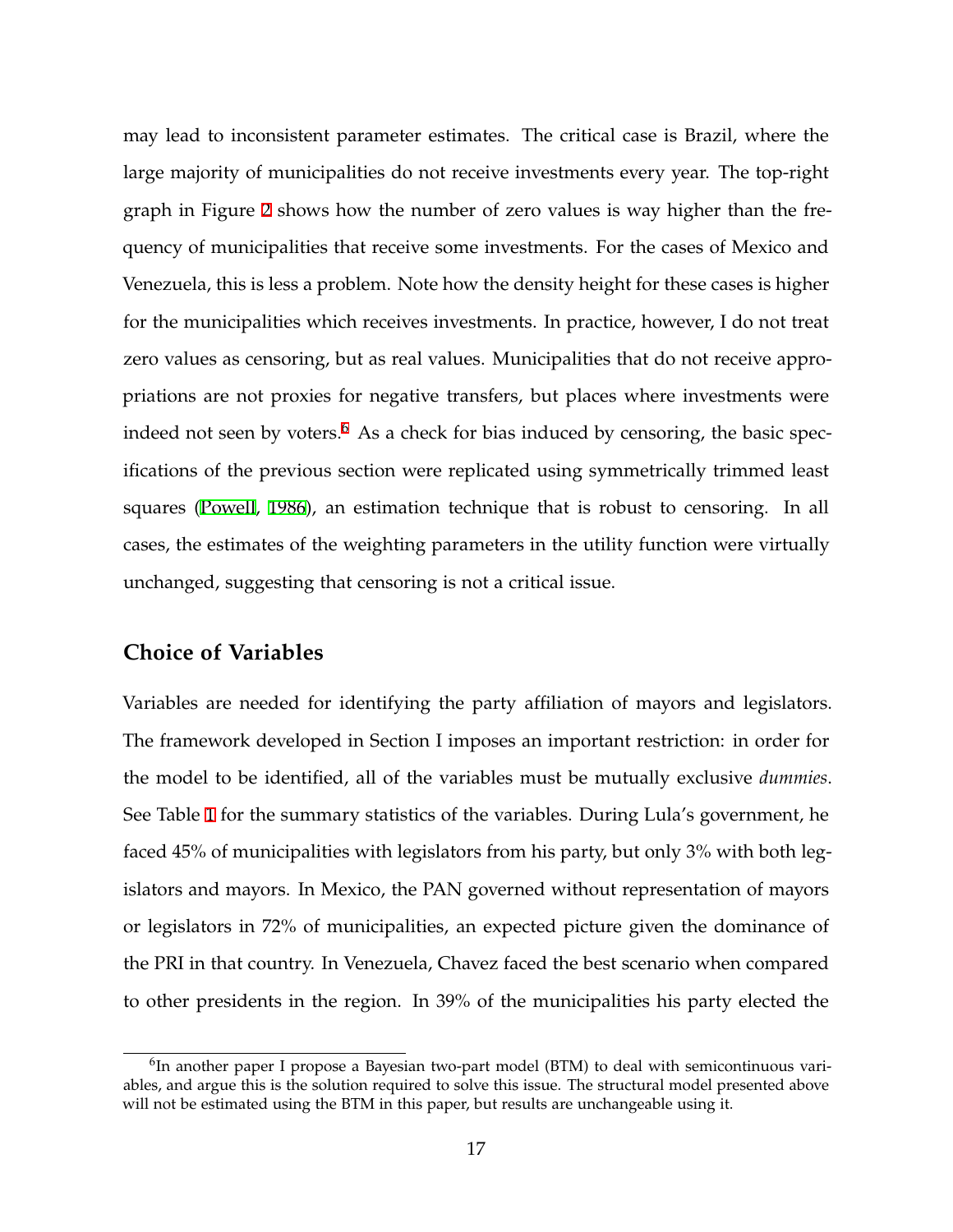may lead to inconsistent parameter estimates. The critical case is Brazil, where the large majority of municipalities do not receive investments every year. The top-right graph in Figure 2 shows how the number of zero values is way higher than the frequency of municipalities that receive some investments. For the cases of Mexico and Venezuela, this is less a problem. Note how the density height for these cases is higher for the municipalities which receives investments. In practice, however, I do not treat zero values as censoring, but as real values. Municipalities that do not receive appropriations are not proxies for negative transfers, but places where investments were indeed not seen by voters.[6] As a check for bias induced by censoring, the basic specifications of the previous section were replicated using symmetrically trimmed least squares (Powell, 1986), an estimation technique that is robust to censoring. In all cases, the estimates of the weighting parameters in the utility function were virtually unchanged, suggesting that censoring is not a critical issue.

## Choice of Variables

Variables are needed for identifying the party affiliation of mayors and legislators. The framework developed in Section I imposes an important restriction: in order for the model to be identified, all of the variables must be mutually exclusive *dummies*. See Table 1 for the summary statistics of the variables. During Lula's government, he faced 45% of municipalities with legislators from his party, but only 3% with both legislators and mayors. In Mexico, the PAN governed without representation of mayors or legislators in 72% of municipalities, an expected picture given the dominance of the PRI in that country. In Venezuela, Chavez faced the best scenario when compared to other presidents in the region. In 39% of the municipalities his party elected the

[6] In another paper I propose a Bayesian two-part model (BTM) to deal with semicontinuous variables, and argue this is the solution required to solve this issue. The structural model presented above will not be estimated using the BTM in this paper, but results are unchangeable using it.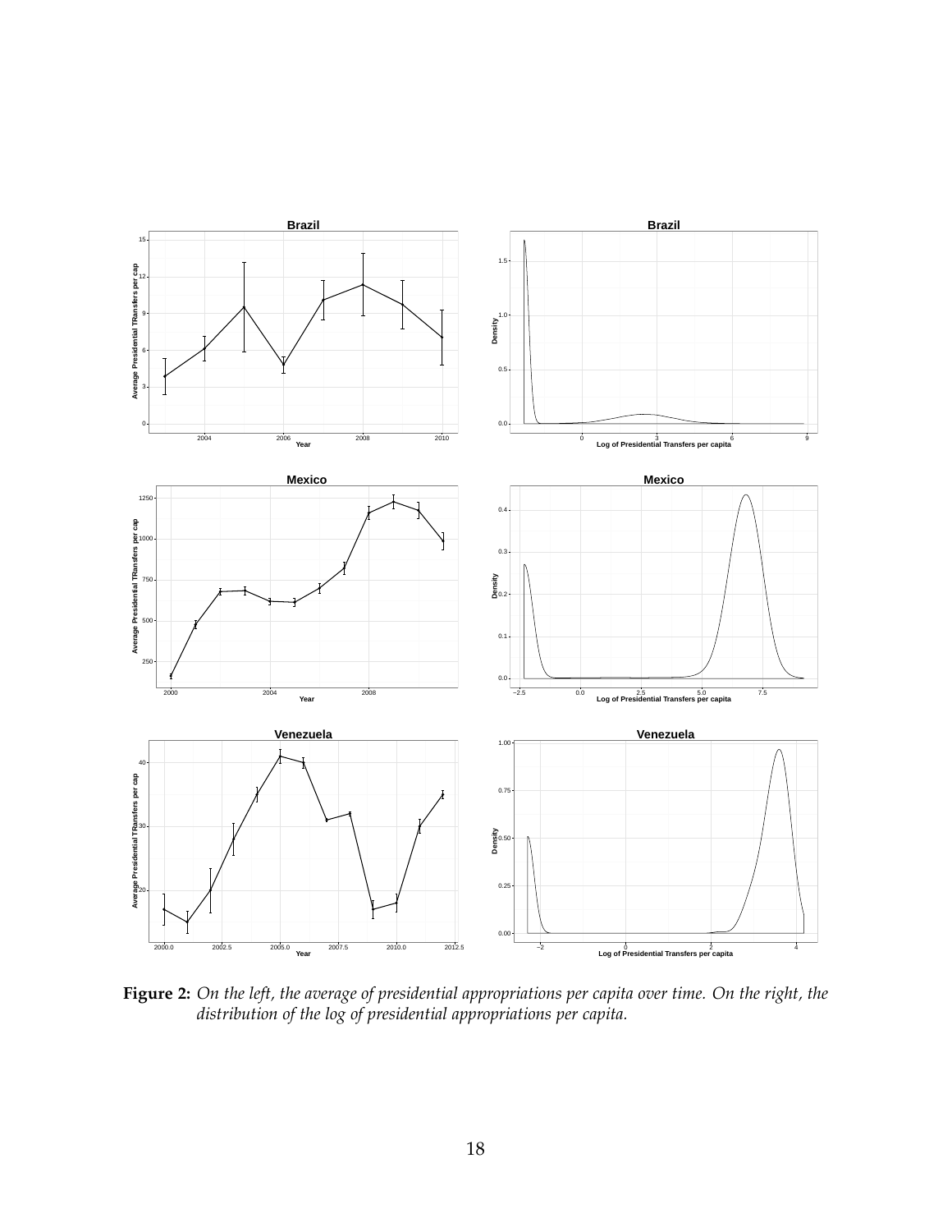**Figure 2:** *On the left, the average of presidential appropriations per capita over time. On the right, the distribution of the log of presidential appropriations per capita.*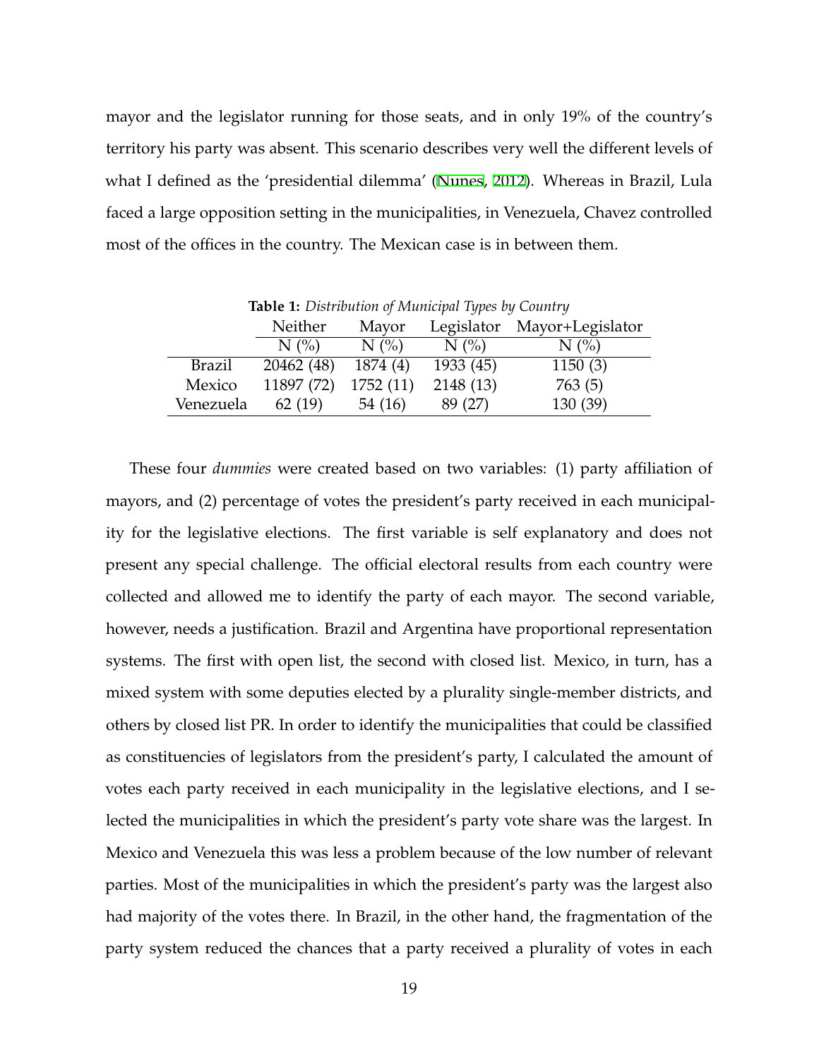mayor and the legislator running for those seats, and in only 19% of the country's territory his party was absent. This scenario describes very well the different levels of what I defined as the 'presidential dilemma' (Nunes, 2012). Whereas in Brazil, Lula faced a large opposition setting in the municipalities, in Venezuela, Chavez controlled most of the offices in the country. The Mexican case is in between them.

**Table 1:** *Distribution of Municipal Types by Country*

| | Neither | Mayor | Legislator | Mayor+Legislator |
|---|---|---|---|---|
| | N (%) | N (%) | N (%) | N (%) |
| Brazil | 20462 (48) | 1874 (4) | 1933 (45) | 1150 (3) |
| Mexico | 11897 (72) | 1752 (11) | 2148 (13) | 763 (5) |
| Venezuela | 62 (19) | 54 (16) | 89 (27) | 130 (39) |

These four *dummies* were created based on two variables: (1) party affiliation of mayors, and (2) percentage of votes the president's party received in each municipality for the legislative elections. The first variable is self explanatory and does not present any special challenge. The official electoral results from each country were collected and allowed me to identify the party of each mayor. The second variable, however, needs a justification. Brazil and Argentina have proportional representation systems. The first with open list, the second with closed list. Mexico, in turn, has a mixed system with some deputies elected by a plurality single-member districts, and others by closed list PR. In order to identify the municipalities that could be classified as constituencies of legislators from the president's party, I calculated the amount of votes each party received in each municipality in the legislative elections, and I selected the municipalities in which the president's party vote share was the largest. In Mexico and Venezuela this was less a problem because of the low number of relevant parties. Most of the municipalities in which the president's party was the largest also had majority of the votes there. In Brazil, in the other hand, the fragmentation of the party system reduced the chances that a party received a plurality of votes in each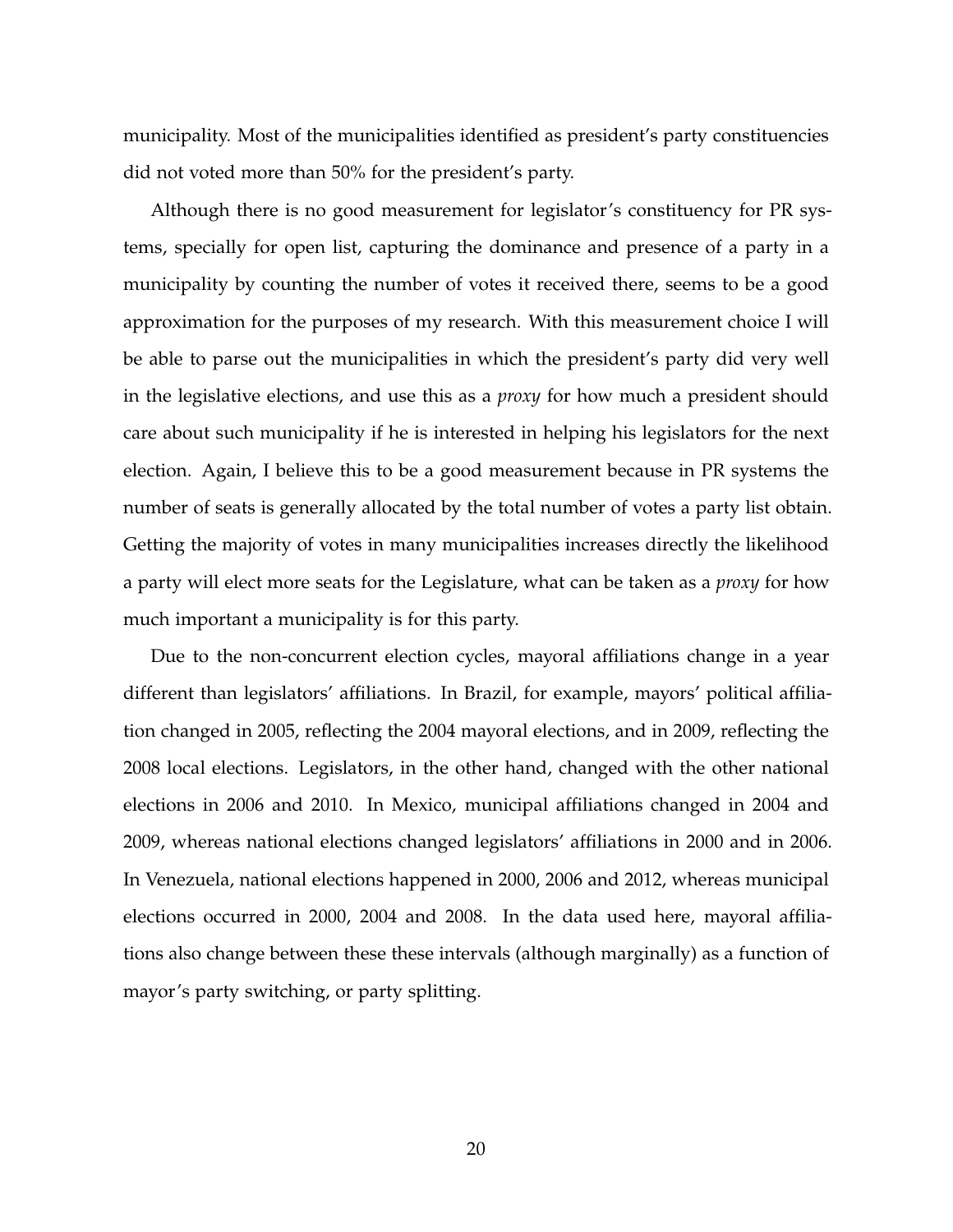municipality. Most of the municipalities identified as president's party constituencies did not voted more than 50% for the president's party.

Although there is no good measurement for legislator's constituency for PR systems, specially for open list, capturing the dominance and presence of a party in a municipality by counting the number of votes it received there, seems to be a good approximation for the purposes of my research. With this measurement choice I will be able to parse out the municipalities in which the president's party did very well in the legislative elections, and use this as a *proxy* for how much a president should care about such municipality if he is interested in helping his legislators for the next election. Again, I believe this to be a good measurement because in PR systems the number of seats is generally allocated by the total number of votes a party list obtain. Getting the majority of votes in many municipalities increases directly the likelihood a party will elect more seats for the Legislature, what can be taken as a *proxy* for how much important a municipality is for this party.

Due to the non-concurrent election cycles, mayoral affiliations change in a year different than legislators' affiliations. In Brazil, for example, mayors' political affiliation changed in 2005, reflecting the 2004 mayoral elections, and in 2009, reflecting the 2008 local elections. Legislators, in the other hand, changed with the other national elections in 2006 and 2010. In Mexico, municipal affiliations changed in 2004 and 2009, whereas national elections changed legislators' affiliations in 2000 and in 2006. In Venezuela, national elections happened in 2000, 2006 and 2012, whereas municipal elections occurred in 2000, 2004 and 2008. In the data used here, mayoral affiliations also change between these these intervals (although marginally) as a function of mayor's party switching, or party splitting.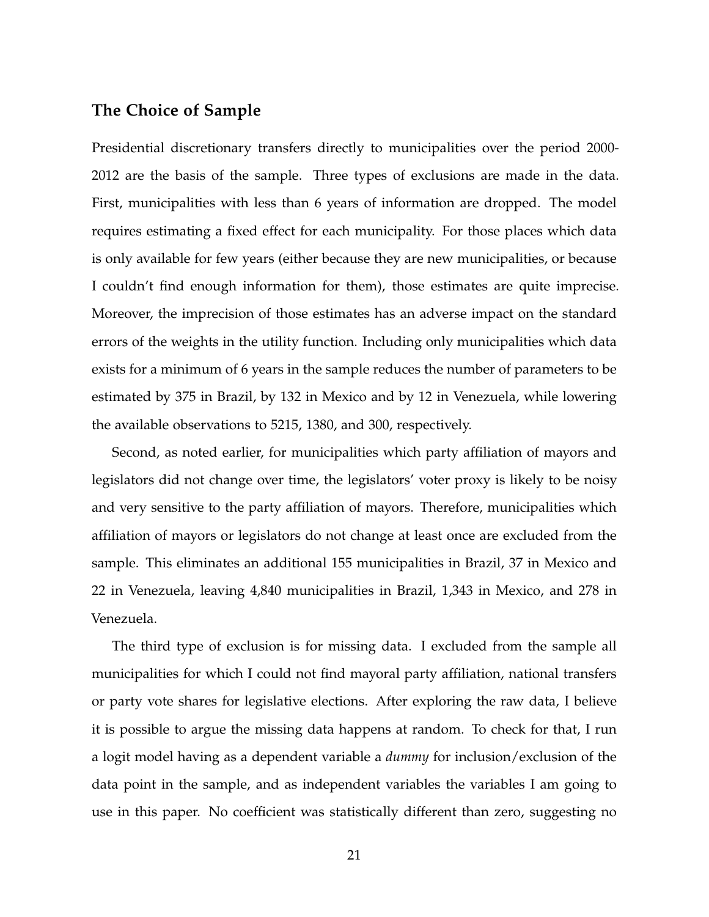## The Choice of Sample

Presidential discretionary transfers directly to municipalities over the period 2000-2012 are the basis of the sample. Three types of exclusions are made in the data. First, municipalities with less than 6 years of information are dropped. The model requires estimating a fixed effect for each municipality. For those places which data is only available for few years (either because they are new municipalities, or because I couldn't find enough information for them), those estimates are quite imprecise. Moreover, the imprecision of those estimates has an adverse impact on the standard errors of the weights in the utility function. Including only municipalities which data exists for a minimum of 6 years in the sample reduces the number of parameters to be estimated by 375 in Brazil, by 132 in Mexico and by 12 in Venezuela, while lowering the available observations to 5215, 1380, and 300, respectively.

Second, as noted earlier, for municipalities which party affiliation of mayors and legislators did not change over time, the legislators' voter proxy is likely to be noisy and very sensitive to the party affiliation of mayors. Therefore, municipalities which affiliation of mayors or legislators do not change at least once are excluded from the sample. This eliminates an additional 155 municipalities in Brazil, 37 in Mexico and 22 in Venezuela, leaving 4,840 municipalities in Brazil, 1,343 in Mexico, and 278 in Venezuela.

The third type of exclusion is for missing data. I excluded from the sample all municipalities for which I could not find mayoral party affiliation, national transfers or party vote shares for legislative elections. After exploring the raw data, I believe it is possible to argue the missing data happens at random. To check for that, I run a logit model having as a dependent variable a *dummy* for inclusion/exclusion of the data point in the sample, and as independent variables the variables I am going to use in this paper. No coefficient was statistically different than zero, suggesting no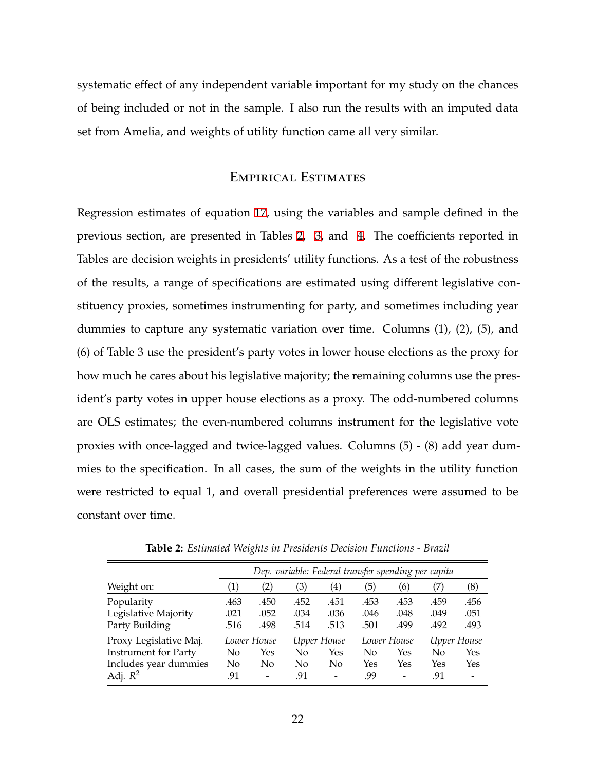systematic effect of any independent variable important for my study on the chances of being included or not in the sample. I also run the results with an imputed data set from Amelia, and weights of utility function came all very similar.

## Empirical Estimates

Regression estimates of equation 17, using the variables and sample defined in the previous section, are presented in Tables 2, 3, and 4. The coefficients reported in Tables are decision weights in presidents' utility functions. As a test of the robustness of the results, a range of specifications are estimated using different legislative constituency proxies, sometimes instrumenting for party, and sometimes including year dummies to capture any systematic variation over time. Columns (1), (2), (5), and (6) of Table 3 use the president's party votes in lower house elections as the proxy for how much he cares about his legislative majority; the remaining columns use the president's party votes in upper house elections as a proxy. The odd-numbered columns are OLS estimates; the even-numbered columns instrument for the legislative vote proxies with once-lagged and twice-lagged values. Columns (5) - (8) add year dummies to the specification. In all cases, the sum of the weights in the utility function were restricted to equal 1, and overall presidential preferences were assumed to be constant over time.

**Table 2:** *Estimated Weights in Presidents Decision Functions - Brazil*

| | *Dep. variable: Federal transfer spending per capita* | | | | | | | |
|---|---|---|---|---|---|---|---|---|
| Weight on: | (1) | (2) | (3) | (4) | (5) | (6) | (7) | (8) |
| Popularity | .463 | .450 | .452 | .451 | .453 | .453 | .459 | .456 |
| Legislative Majority | .021 | .052 | .034 | .036 | .046 | .048 | .049 | .051 |
| Party Building | .516 | .498 | .514 | .513 | .501 | .499 | .492 | .493 |
| Proxy Legislative Maj. | *Lower House* | | *Upper House* | | *Lower House* | | *Upper House* | |
| Instrument for Party | No | Yes | No | Yes | No | Yes | No | Yes |
| Includes year dummies | No | No | No | No | Yes | Yes | Yes | Yes |
| Adj. $R^2$ | .91 | - | .91 | - | .99 | - | .91 | - |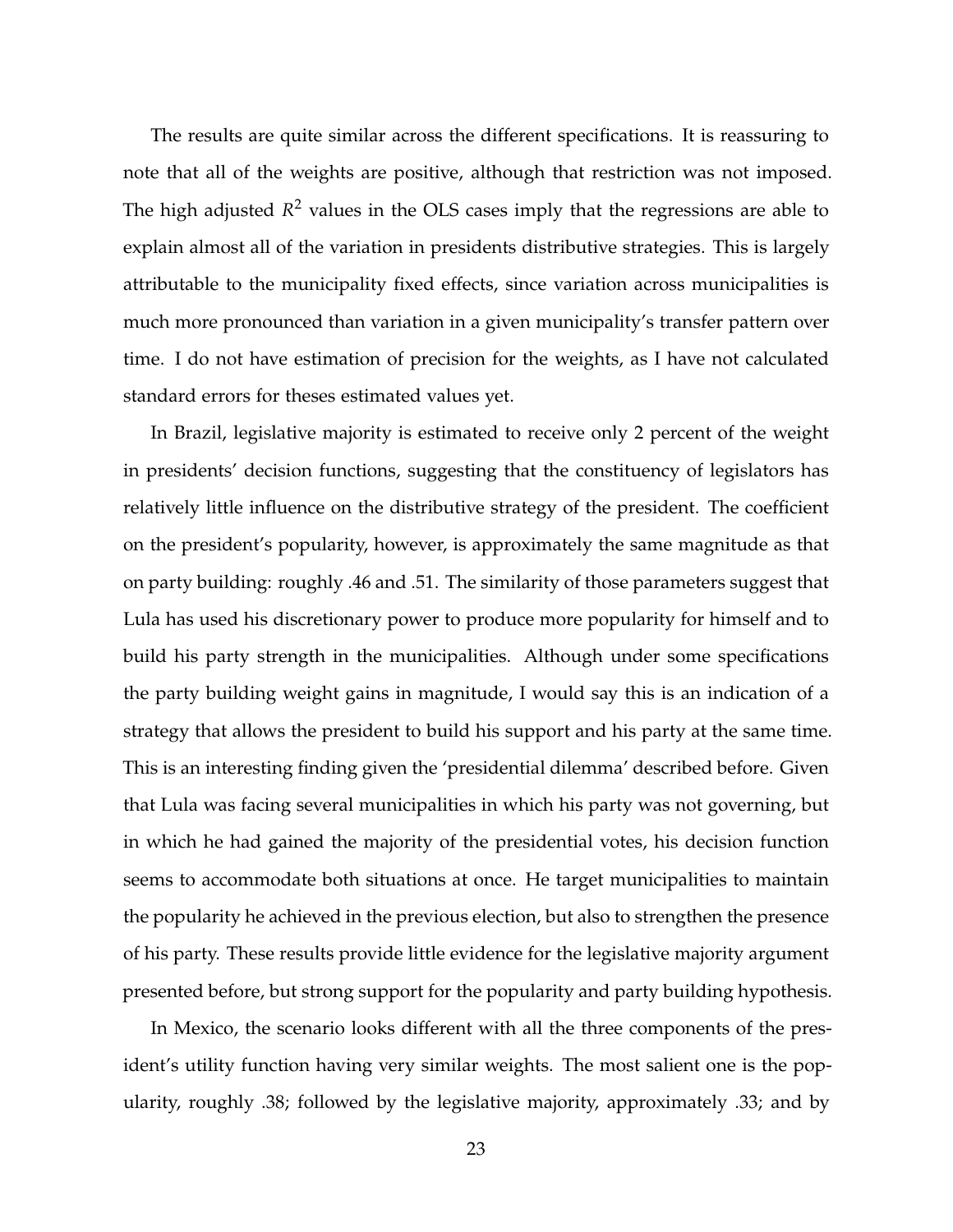The results are quite similar across the different specifications. It is reassuring to note that all of the weights are positive, although that restriction was not imposed. The high adjusted $R^2$ values in the OLS cases imply that the regressions are able to explain almost all of the variation in presidents distributive strategies. This is largely attributable to the municipality fixed effects, since variation across municipalities is much more pronounced than variation in a given municipality's transfer pattern over time. I do not have estimation of precision for the weights, as I have not calculated standard errors for theses estimated values yet.

In Brazil, legislative majority is estimated to receive only 2 percent of the weight in presidents' decision functions, suggesting that the constituency of legislators has relatively little influence on the distributive strategy of the president. The coefficient on the president's popularity, however, is approximately the same magnitude as that on party building: roughly .46 and .51. The similarity of those parameters suggest that Lula has used his discretionary power to produce more popularity for himself and to build his party strength in the municipalities. Although under some specifications the party building weight gains in magnitude, I would say this is an indication of a strategy that allows the president to build his support and his party at the same time. This is an interesting finding given the 'presidential dilemma' described before. Given that Lula was facing several municipalities in which his party was not governing, but in which he had gained the majority of the presidential votes, his decision function seems to accommodate both situations at once. He target municipalities to maintain the popularity he achieved in the previous election, but also to strengthen the presence of his party. These results provide little evidence for the legislative majority argument presented before, but strong support for the popularity and party building hypothesis.

In Mexico, the scenario looks different with all the three components of the president's utility function having very similar weights. The most salient one is the popularity, roughly .38; followed by the legislative majority, approximately .33; and by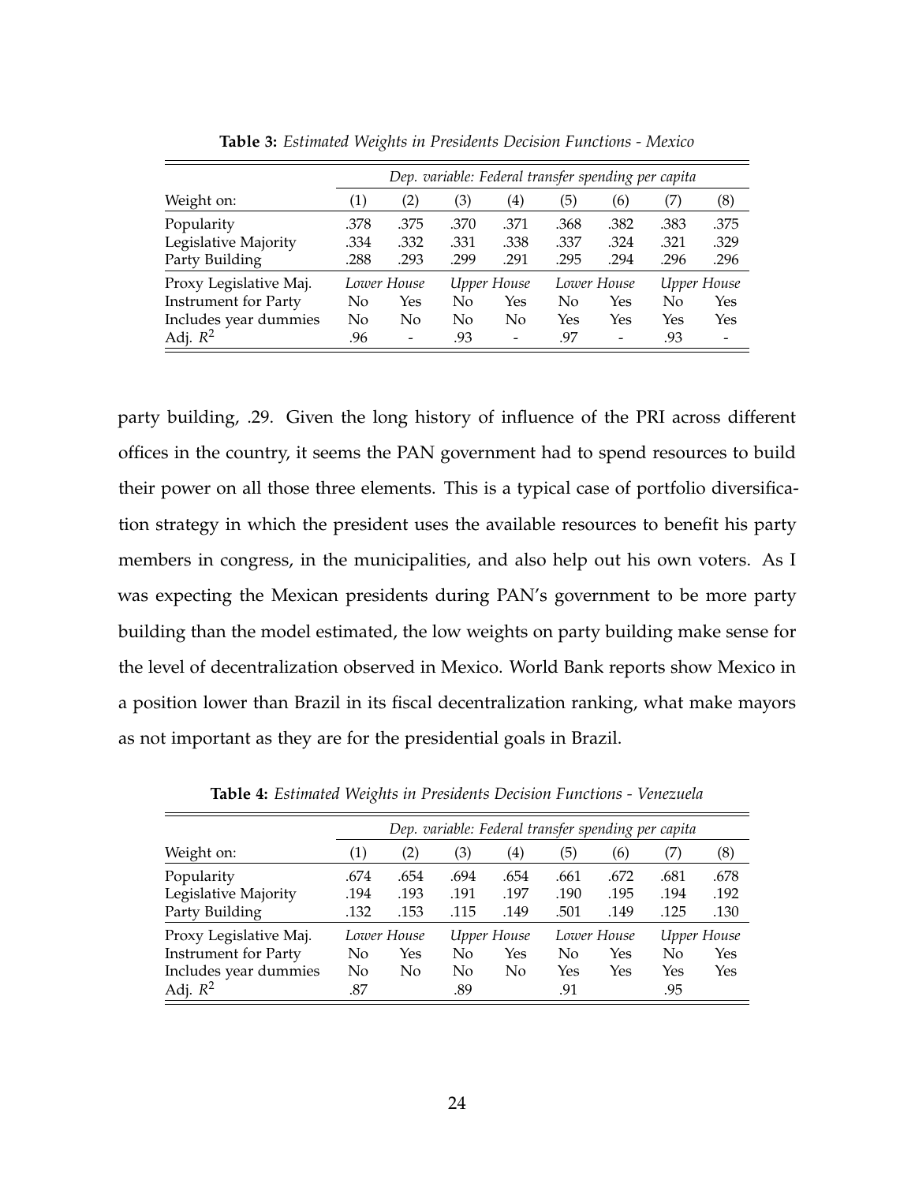**Table 3:** *Estimated Weights in Presidents Decision Functions - Mexico*

| | *Dep. variable: Federal transfer spending per capita* | | | | | | | |
|---|---|---|---|---|---|---|---|---|
| Weight on: | (1) | (2) | (3) | (4) | (5) | (6) | (7) | (8) |
| Popularity | .378 | .375 | .370 | .371 | .368 | .382 | .383 | .375 |
| Legislative Majority | .334 | .332 | .331 | .338 | .337 | .324 | .321 | .329 |
| Party Building | .288 | .293 | .299 | .291 | .295 | .294 | .296 | .296 |
| Proxy Legislative Maj. | *Lower House* | | *Upper House* | | *Lower House* | | *Upper House* | |
| Instrument for Party | No | Yes | No | Yes | No | Yes | No | Yes |
| Includes year dummies | No | No | No | No | Yes | Yes | Yes | Yes |
| Adj. $R^2$ | .96 | - | .93 | - | .97 | - | .93 | - |

party building, .29. Given the long history of influence of the PRI across different offices in the country, it seems the PAN government had to spend resources to build their power on all those three elements. This is a typical case of portfolio diversification strategy in which the president uses the available resources to benefit his party members in congress, in the municipalities, and also help out his own voters. As I was expecting the Mexican presidents during PAN's government to be more party building than the model estimated, the low weights on party building make sense for the level of decentralization observed in Mexico. World Bank reports show Mexico in a position lower than Brazil in its fiscal decentralization ranking, what make mayors as not important as they are for the presidential goals in Brazil.

**Table 4:** *Estimated Weights in Presidents Decision Functions - Venezuela*

| | *Dep. variable: Federal transfer spending per capita* | | | | | | | |
|---|---|---|---|---|---|---|---|---|
| Weight on: | (1) | (2) | (3) | (4) | (5) | (6) | (7) | (8) |
| Popularity | .674 | .654 | .694 | .654 | .661 | .672 | .681 | .678 |
| Legislative Majority | .194 | .193 | .191 | .197 | .190 | .195 | .194 | .192 |
| Party Building | .132 | .153 | .115 | .149 | .501 | .149 | .125 | .130 |
| Proxy Legislative Maj. | *Lower House* | | *Upper House* | | *Lower House* | | *Upper House* | |
| Instrument for Party | No | Yes | No | Yes | No | Yes | No | Yes |
| Includes year dummies | No | No | No | No | Yes | Yes | Yes | Yes |
| Adj. $R^2$ | .87 | | .89 | | .91 | | .95 | |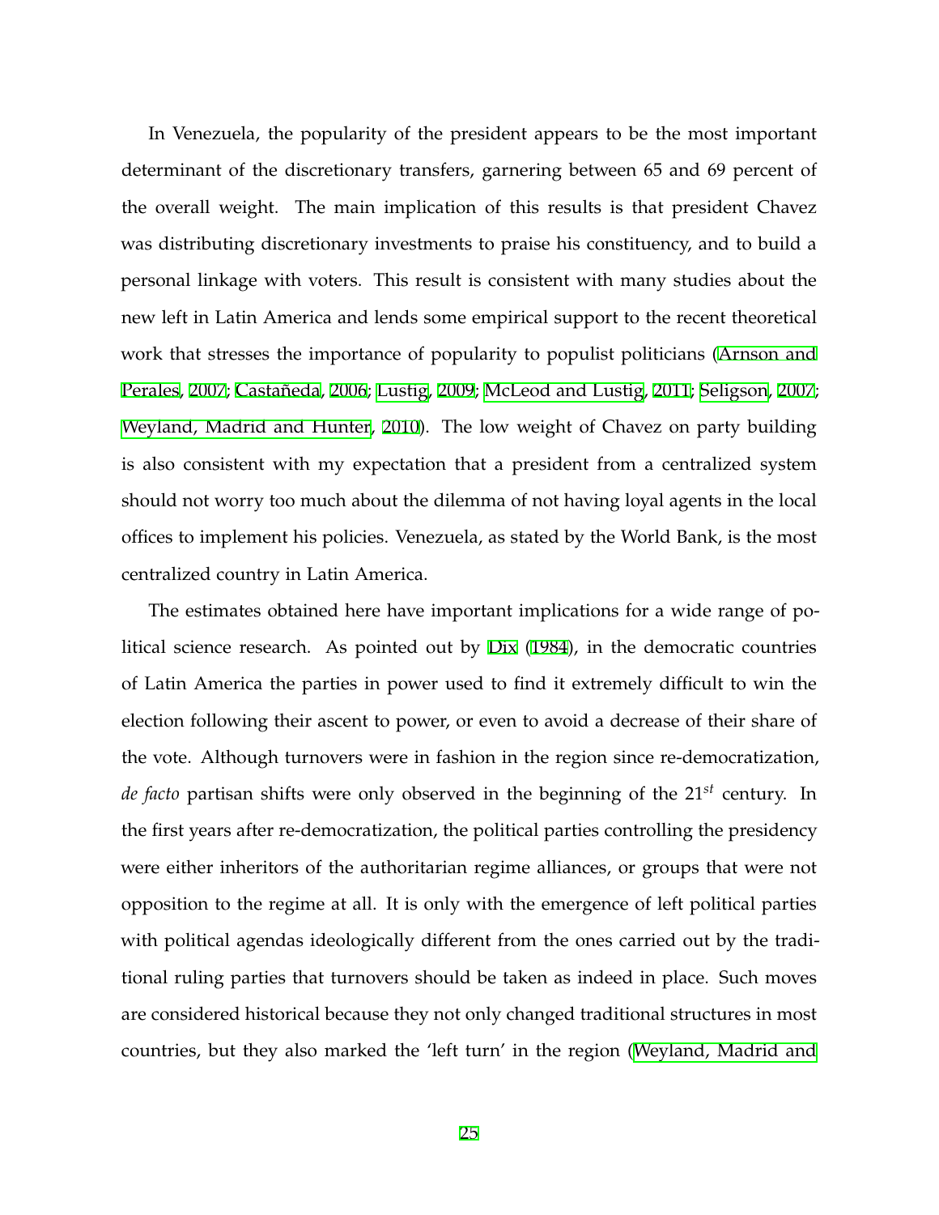In Venezuela, the popularity of the president appears to be the most important determinant of the discretionary transfers, garnering between 65 and 69 percent of the overall weight. The main implication of this results is that president Chavez was distributing discretionary investments to praise his constituency, and to build a personal linkage with voters. This result is consistent with many studies about the new left in Latin America and lends some empirical support to the recent theoretical work that stresses the importance of popularity to populist politicians (Arnson and Perales, 2007; Castañeda, 2006; Lustig, 2009; McLeod and Lustig, 2011; Seligson, 2007; Weyland, Madrid and Hunter, 2010). The low weight of Chavez on party building is also consistent with my expectation that a president from a centralized system should not worry too much about the dilemma of not having loyal agents in the local offices to implement his policies. Venezuela, as stated by the World Bank, is the most centralized country in Latin America.

The estimates obtained here have important implications for a wide range of political science research. As pointed out by Dix (1984), in the democratic countries of Latin America the parties in power used to find it extremely difficult to win the election following their ascent to power, or even to avoid a decrease of their share of the vote. Although turnovers were in fashion in the region since re-democratization, *de facto* partisan shifts were only observed in the beginning of the 21$^{st}$ century. In the first years after re-democratization, the political parties controlling the presidency were either inheritors of the authoritarian regime alliances, or groups that were not opposition to the regime at all. It is only with the emergence of left political parties with political agendas ideologically different from the ones carried out by the traditional ruling parties that turnovers should be taken as indeed in place. Such moves are considered historical because they not only changed traditional structures in most countries, but they also marked the 'left turn' in the region (Weyland, Madrid and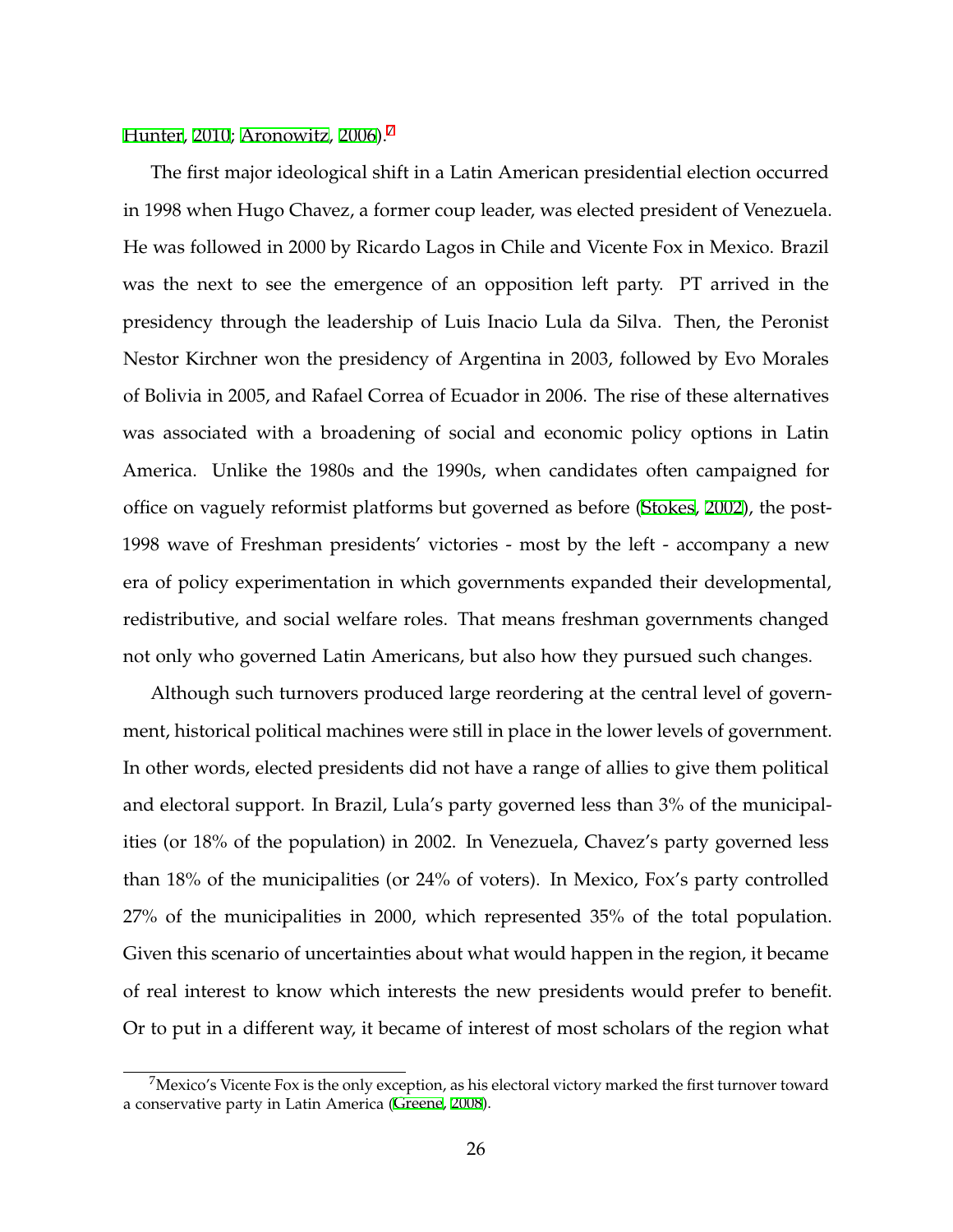Hunter, 2010; Aronowitz, 2006).[7]

The first major ideological shift in a Latin American presidential election occurred in 1998 when Hugo Chavez, a former coup leader, was elected president of Venezuela. He was followed in 2000 by Ricardo Lagos in Chile and Vicente Fox in Mexico. Brazil was the next to see the emergence of an opposition left party. PT arrived in the presidency through the leadership of Luis Inacio Lula da Silva. Then, the Peronist Nestor Kirchner won the presidency of Argentina in 2003, followed by Evo Morales of Bolivia in 2005, and Rafael Correa of Ecuador in 2006. The rise of these alternatives was associated with a broadening of social and economic policy options in Latin America. Unlike the 1980s and the 1990s, when candidates often campaigned for office on vaguely reformist platforms but governed as before (Stokes, 2002), the post-1998 wave of Freshman presidents' victories - most by the left - accompany a new era of policy experimentation in which governments expanded their developmental, redistributive, and social welfare roles. That means freshman governments changed not only who governed Latin Americans, but also how they pursued such changes.

Although such turnovers produced large reordering at the central level of government, historical political machines were still in place in the lower levels of government. In other words, elected presidents did not have a range of allies to give them political and electoral support. In Brazil, Lula's party governed less than 3% of the municipalities (or 18% of the population) in 2002. In Venezuela, Chavez's party governed less than 18% of the municipalities (or 24% of voters). In Mexico, Fox's party controlled 27% of the municipalities in 2000, which represented 35% of the total population. Given this scenario of uncertainties about what would happen in the region, it became of real interest to know which interests the new presidents would prefer to benefit. Or to put in a different way, it became of interest of most scholars of the region what

[7] Mexico's Vicente Fox is the only exception, as his electoral victory marked the first turnover toward a conservative party in Latin America (Greene, 2008).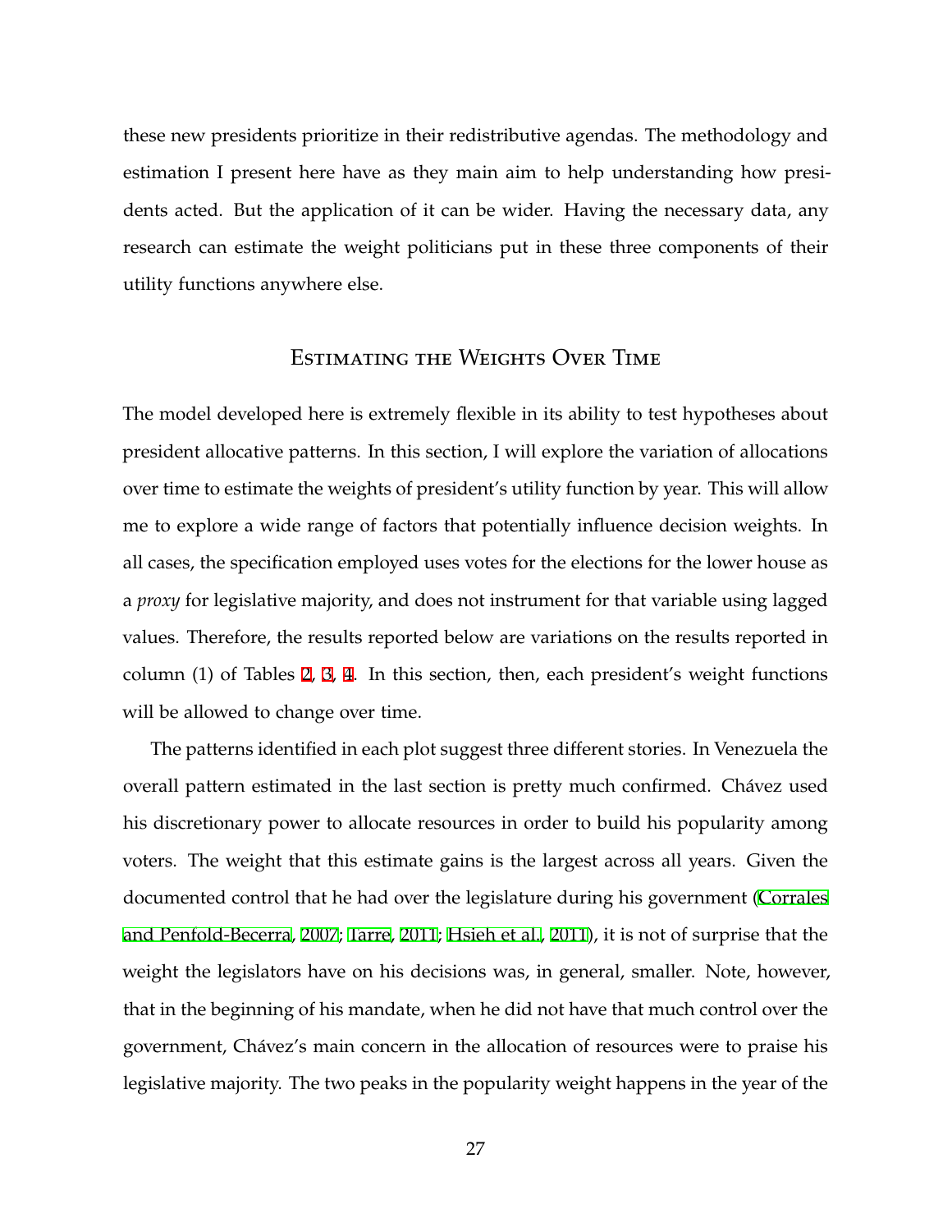these new presidents prioritize in their redistributive agendas. The methodology and estimation I present here have as they main aim to help understanding how presidents acted. But the application of it can be wider. Having the necessary data, any research can estimate the weight politicians put in these three components of their utility functions anywhere else.

## Estimating the Weights Over Time

The model developed here is extremely flexible in its ability to test hypotheses about president allocative patterns. In this section, I will explore the variation of allocations over time to estimate the weights of president's utility function by year. This will allow me to explore a wide range of factors that potentially influence decision weights. In all cases, the specification employed uses votes for the elections for the lower house as a *proxy* for legislative majority, and does not instrument for that variable using lagged values. Therefore, the results reported below are variations on the results reported in column (1) of Tables 2, 3, 4. In this section, then, each president's weight functions will be allowed to change over time.

The patterns identified in each plot suggest three different stories. In Venezuela the overall pattern estimated in the last section is pretty much confirmed. Chávez used his discretionary power to allocate resources in order to build his popularity among voters. The weight that this estimate gains is the largest across all years. Given the documented control that he had over the legislature during his government (Corrales and Penfold-Becerra, 2007; Tarre, 2011; Hsieh et al., 2011), it is not of surprise that the weight the legislators have on his decisions was, in general, smaller. Note, however, that in the beginning of his mandate, when he did not have that much control over the government, Chávez's main concern in the allocation of resources were to praise his legislative majority. The two peaks in the popularity weight happens in the year of the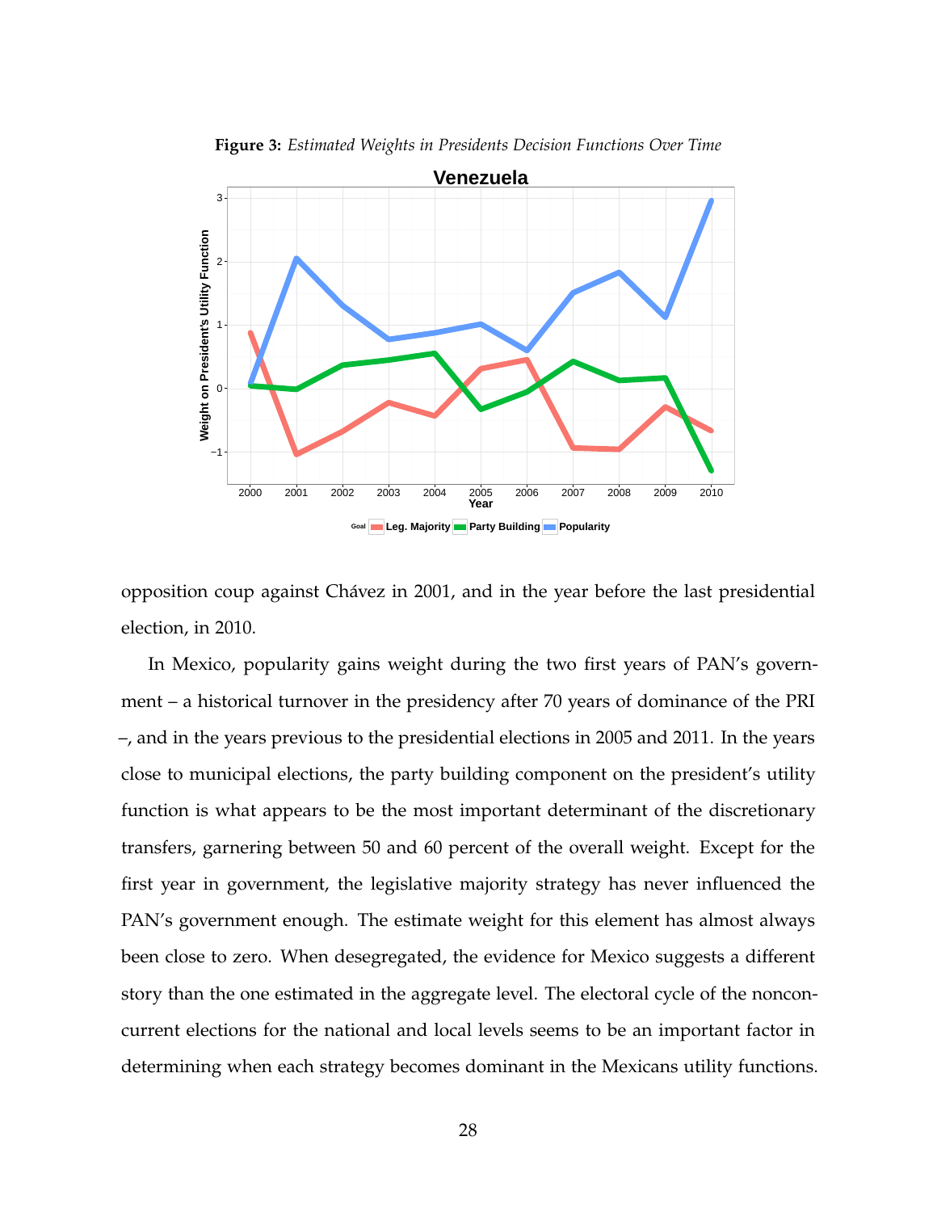**Figure 3:** *Estimated Weights in Presidents Decision Functions Over Time*

opposition coup against Chávez in 2001, and in the year before the last presidential election, in 2010.

In Mexico, popularity gains weight during the two first years of PAN's government – a historical turnover in the presidency after 70 years of dominance of the PRI –, and in the years previous to the presidential elections in 2005 and 2011. In the years close to municipal elections, the party building component on the president's utility function is what appears to be the most important determinant of the discretionary transfers, garnering between 50 and 60 percent of the overall weight. Except for the first year in government, the legislative majority strategy has never influenced the PAN's government enough. The estimate weight for this element has almost always been close to zero. When desegregated, the evidence for Mexico suggests a different story than the one estimated in the aggregate level. The electoral cycle of the nonconcurrent elections for the national and local levels seems to be an important factor in determining when each strategy becomes dominant in the Mexicans utility functions.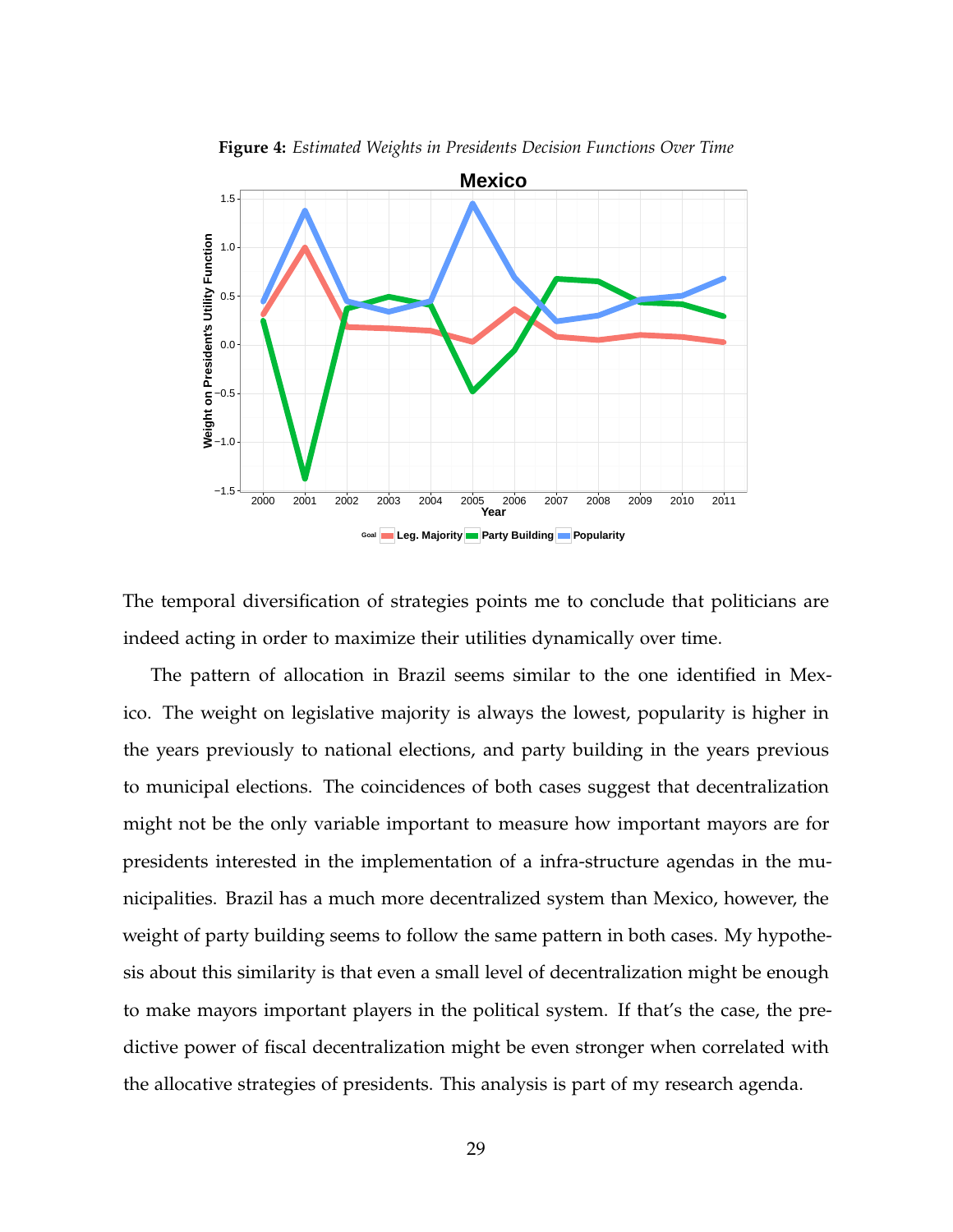**Figure 4:** *Estimated Weights in Presidents Decision Functions Over Time*

The temporal diversification of strategies points me to conclude that politicians are indeed acting in order to maximize their utilities dynamically over time.

The pattern of allocation in Brazil seems similar to the one identified in Mexico. The weight on legislative majority is always the lowest, popularity is higher in the years previously to national elections, and party building in the years previous to municipal elections. The coincidences of both cases suggest that decentralization might not be the only variable important to measure how important mayors are for presidents interested in the implementation of a infra-structure agendas in the municipalities. Brazil has a much more decentralized system than Mexico, however, the weight of party building seems to follow the same pattern in both cases. My hypothesis about this similarity is that even a small level of decentralization might be enough to make mayors important players in the political system. If that's the case, the predictive power of fiscal decentralization might be even stronger when correlated with the allocative strategies of presidents. This analysis is part of my research agenda.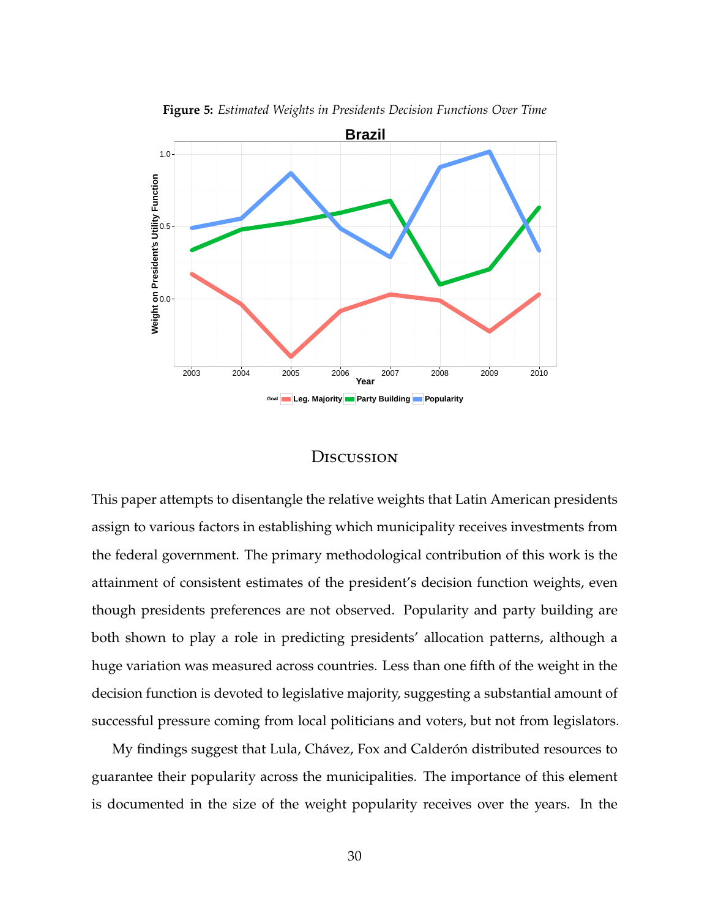**Figure 5:** *Estimated Weights in Presidents Decision Functions Over Time*

# Discussion

This paper attempts to disentangle the relative weights that Latin American presidents assign to various factors in establishing which municipality receives investments from the federal government. The primary methodological contribution of this work is the attainment of consistent estimates of the president's decision function weights, even though presidents preferences are not observed. Popularity and party building are both shown to play a role in predicting presidents' allocation patterns, although a huge variation was measured across countries. Less than one fifth of the weight in the decision function is devoted to legislative majority, suggesting a substantial amount of successful pressure coming from local politicians and voters, but not from legislators.

My findings suggest that Lula, Chávez, Fox and Calderón distributed resources to guarantee their popularity across the municipalities. The importance of this element is documented in the size of the weight popularity receives over the years. In the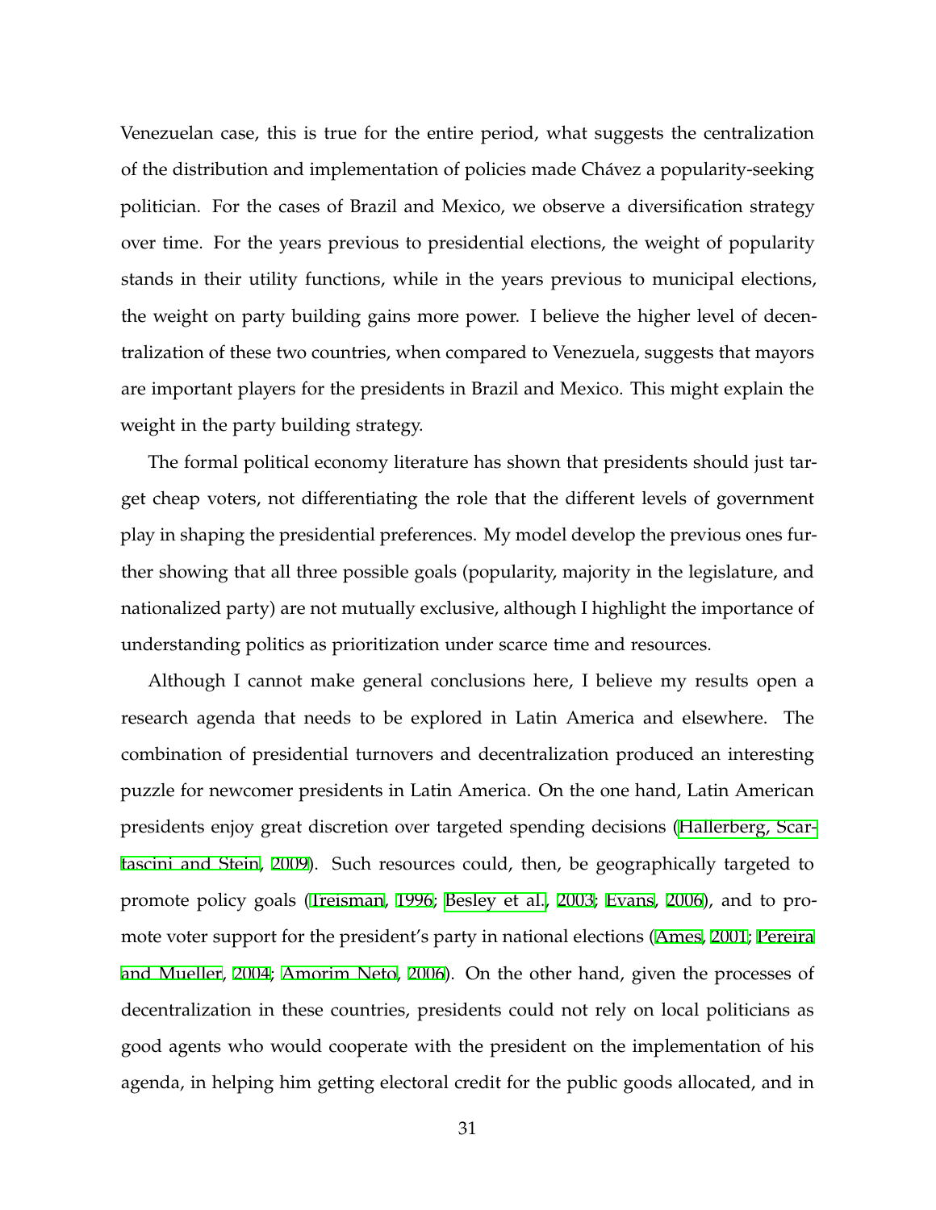Venezuelan case, this is true for the entire period, what suggests the centralization of the distribution and implementation of policies made Chávez a popularity-seeking politician. For the cases of Brazil and Mexico, we observe a diversification strategy over time. For the years previous to presidential elections, the weight of popularity stands in their utility functions, while in the years previous to municipal elections, the weight on party building gains more power. I believe the higher level of decentralization of these two countries, when compared to Venezuela, suggests that mayors are important players for the presidents in Brazil and Mexico. This might explain the weight in the party building strategy.

The formal political economy literature has shown that presidents should just target cheap voters, not differentiating the role that the different levels of government play in shaping the presidential preferences. My model develop the previous ones further showing that all three possible goals (popularity, majority in the legislature, and nationalized party) are not mutually exclusive, although I highlight the importance of understanding politics as prioritization under scarce time and resources.

Although I cannot make general conclusions here, I believe my results open a research agenda that needs to be explored in Latin America and elsewhere. The combination of presidential turnovers and decentralization produced an interesting puzzle for newcomer presidents in Latin America. On the one hand, Latin American presidents enjoy great discretion over targeted spending decisions (Hallerberg, Scartascini and Stein, 2009). Such resources could, then, be geographically targeted to promote policy goals (Treisman, 1996; Besley et al., 2003; Evans, 2006), and to promote voter support for the president's party in national elections (Ames, 2001; Pereira and Mueller, 2004; Amorim Neto, 2006). On the other hand, given the processes of decentralization in these countries, presidents could not rely on local politicians as good agents who would cooperate with the president on the implementation of his agenda, in helping him getting electoral credit for the public goods allocated, and in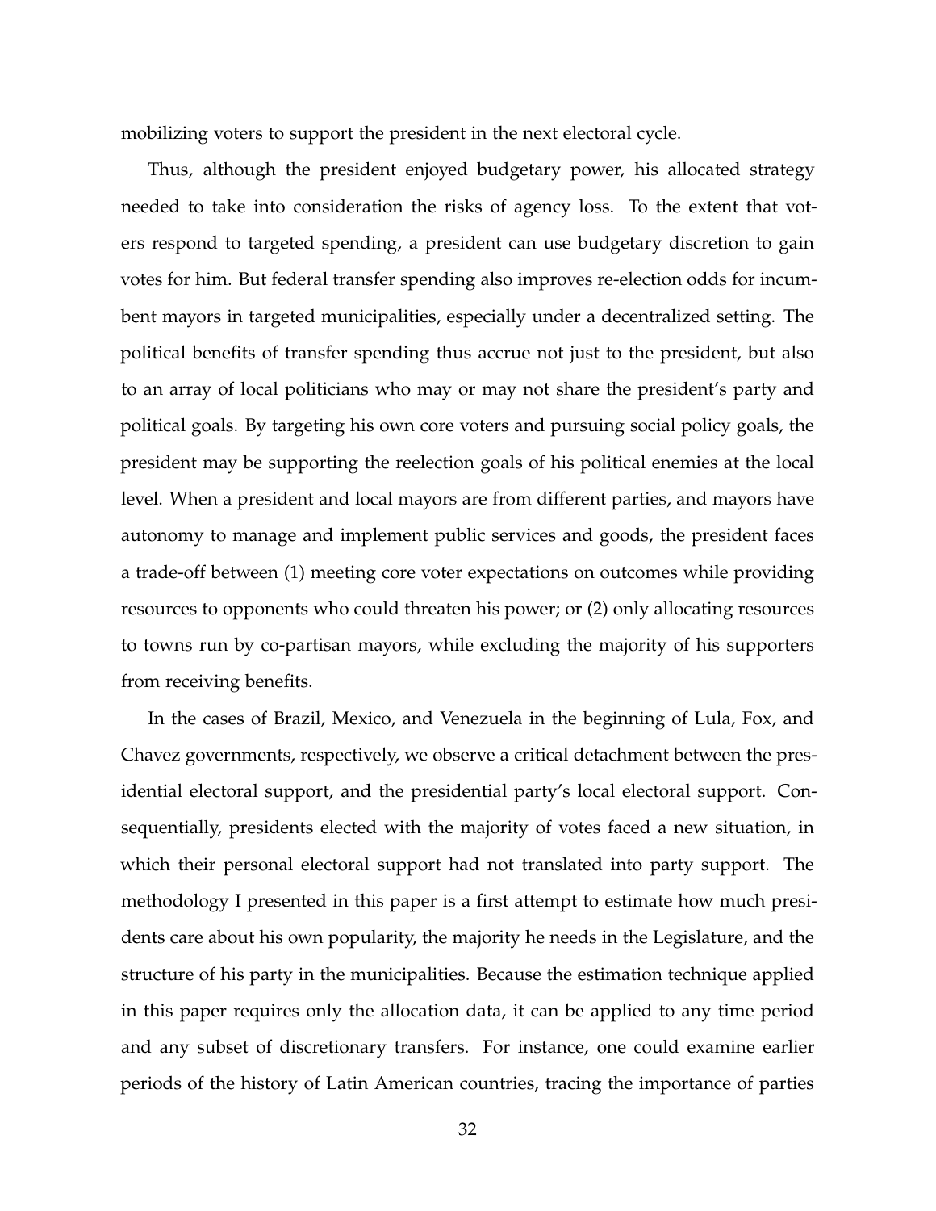mobilizing voters to support the president in the next electoral cycle.

Thus, although the president enjoyed budgetary power, his allocated strategy needed to take into consideration the risks of agency loss. To the extent that voters respond to targeted spending, a president can use budgetary discretion to gain votes for him. But federal transfer spending also improves re-election odds for incumbent mayors in targeted municipalities, especially under a decentralized setting. The political benefits of transfer spending thus accrue not just to the president, but also to an array of local politicians who may or may not share the president's party and political goals. By targeting his own core voters and pursuing social policy goals, the president may be supporting the reelection goals of his political enemies at the local level. When a president and local mayors are from different parties, and mayors have autonomy to manage and implement public services and goods, the president faces a trade-off between (1) meeting core voter expectations on outcomes while providing resources to opponents who could threaten his power; or (2) only allocating resources to towns run by co-partisan mayors, while excluding the majority of his supporters from receiving benefits.

In the cases of Brazil, Mexico, and Venezuela in the beginning of Lula, Fox, and Chavez governments, respectively, we observe a critical detachment between the presidential electoral support, and the presidential party's local electoral support. Consequentially, presidents elected with the majority of votes faced a new situation, in which their personal electoral support had not translated into party support. The methodology I presented in this paper is a first attempt to estimate how much presidents care about his own popularity, the majority he needs in the Legislature, and the structure of his party in the municipalities. Because the estimation technique applied in this paper requires only the allocation data, it can be applied to any time period and any subset of discretionary transfers. For instance, one could examine earlier periods of the history of Latin American countries, tracing the importance of parties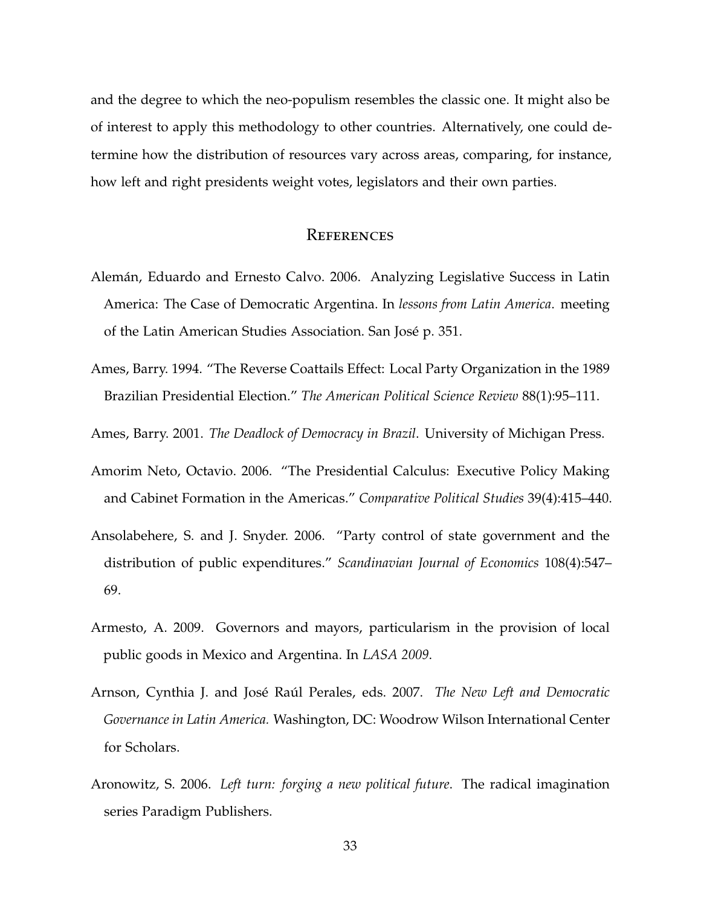and the degree to which the neo-populism resembles the classic one. It might also be of interest to apply this methodology to other countries. Alternatively, one could determine how the distribution of resources vary across areas, comparing, for instance, how left and right presidents weight votes, legislators and their own parties.

## References

Alemán, Eduardo and Ernesto Calvo. 2006. Analyzing Legislative Success in Latin America: The Case of Democratic Argentina. In *lessons from Latin America*. meeting of the Latin American Studies Association. San José p. 351.

Ames, Barry. 1994. "The Reverse Coattails Effect: Local Party Organization in the 1989 Brazilian Presidential Election." *The American Political Science Review* 88(1):95–111.

Ames, Barry. 2001. *The Deadlock of Democracy in Brazil*. University of Michigan Press.

Amorim Neto, Octavio. 2006. "The Presidential Calculus: Executive Policy Making and Cabinet Formation in the Americas." *Comparative Political Studies* 39(4):415–440.

Ansolabehere, S. and J. Snyder. 2006. "Party control of state government and the distribution of public expenditures." *Scandinavian Journal of Economics* 108(4):547–69.

Armesto, A. 2009. Governors and mayors, particularism in the provision of local public goods in Mexico and Argentina. In *LASA 2009*.

Arnson, Cynthia J. and José Raúl Perales, eds. 2007. *The New Left and Democratic Governance in Latin America.* Washington, DC: Woodrow Wilson International Center for Scholars.

Aronowitz, S. 2006. *Left turn: forging a new political future*. The radical imagination series Paradigm Publishers.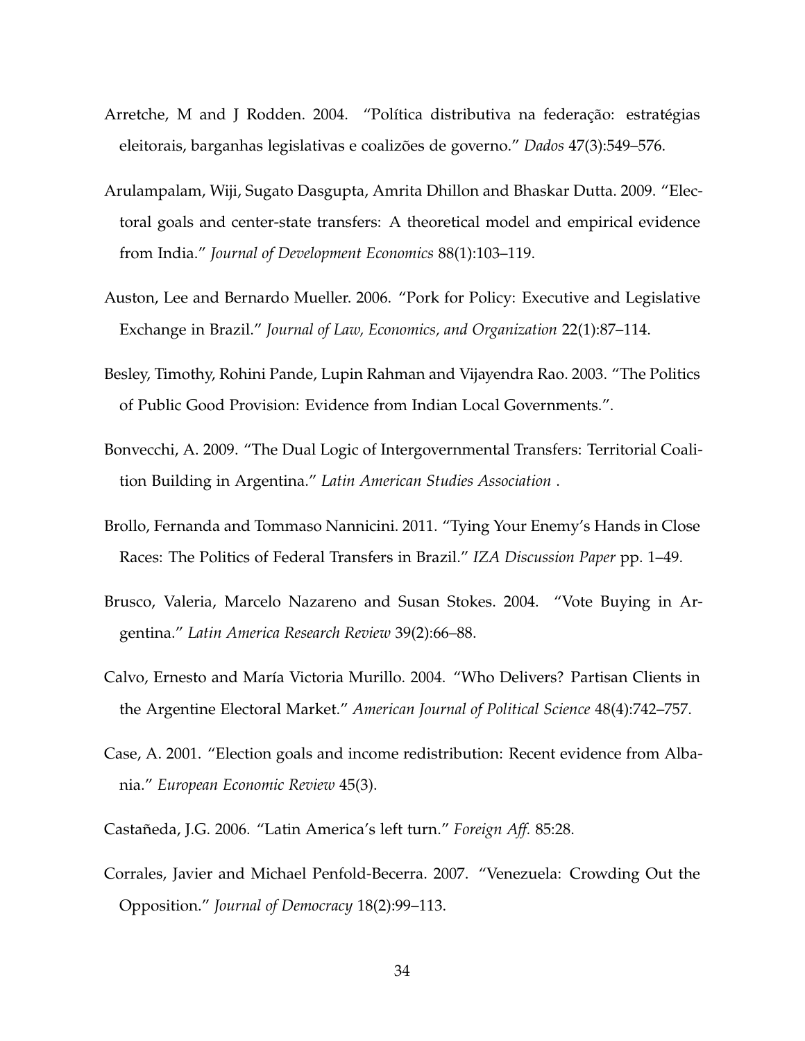Arretche, M and J Rodden. 2004. "Política distributiva na federação: estratégias eleitorais, barganhas legislativas e coalizões de governo." *Dados* 47(3):549–576.

Arulampalam, Wiji, Sugato Dasgupta, Amrita Dhillon and Bhaskar Dutta. 2009. "Electoral goals and center-state transfers: A theoretical model and empirical evidence from India." *Journal of Development Economics* 88(1):103–119.

Auston, Lee and Bernardo Mueller. 2006. "Pork for Policy: Executive and Legislative Exchange in Brazil." *Journal of Law, Economics, and Organization* 22(1):87–114.

Besley, Timothy, Rohini Pande, Lupin Rahman and Vijayendra Rao. 2003. "The Politics of Public Good Provision: Evidence from Indian Local Governments.".

Bonvecchi, A. 2009. "The Dual Logic of Intergovernmental Transfers: Territorial Coalition Building in Argentina." *Latin American Studies Association* .

Brollo, Fernanda and Tommaso Nannicini. 2011. "Tying Your Enemy's Hands in Close Races: The Politics of Federal Transfers in Brazil." *IZA Discussion Paper* pp. 1–49.

Brusco, Valeria, Marcelo Nazareno and Susan Stokes. 2004. "Vote Buying in Argentina." *Latin America Research Review* 39(2):66–88.

Calvo, Ernesto and María Victoria Murillo. 2004. "Who Delivers? Partisan Clients in the Argentine Electoral Market." *American Journal of Political Science* 48(4):742–757.

Case, A. 2001. "Election goals and income redistribution: Recent evidence from Albania." *European Economic Review* 45(3).

Castañeda, J.G. 2006. "Latin America's left turn." *Foreign Aff.* 85:28.

Corrales, Javier and Michael Penfold-Becerra. 2007. "Venezuela: Crowding Out the Opposition." *Journal of Democracy* 18(2):99–113.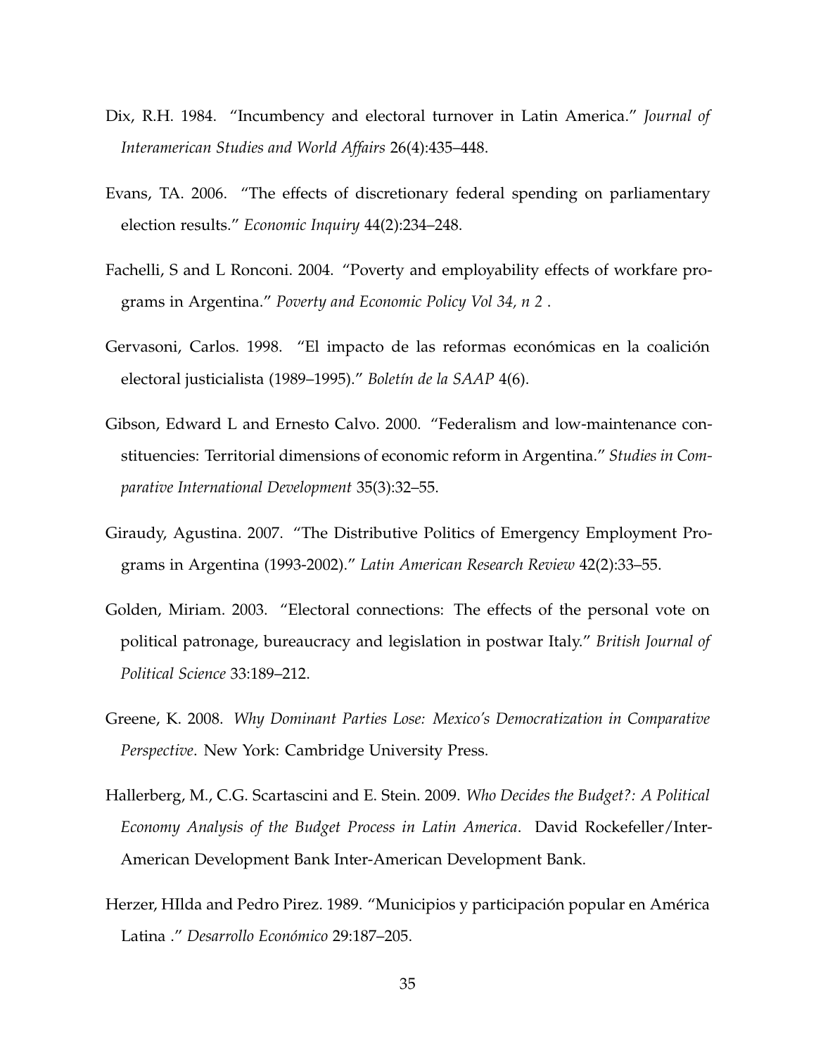Dix, R.H. 1984. "Incumbency and electoral turnover in Latin America." *Journal of Interamerican Studies and World Affairs* 26(4):435–448.

Evans, TA. 2006. "The effects of discretionary federal spending on parliamentary election results." *Economic Inquiry* 44(2):234–248.

Fachelli, S and L Ronconi. 2004. "Poverty and employability effects of workfare programs in Argentina." *Poverty and Economic Policy Vol 34, n 2* .

Gervasoni, Carlos. 1998. "El impacto de las reformas económicas en la coalición electoral justicialista (1989–1995)." *Boletín de la SAAP* 4(6).

Gibson, Edward L and Ernesto Calvo. 2000. "Federalism and low-maintenance constituencies: Territorial dimensions of economic reform in Argentina." *Studies in Comparative International Development* 35(3):32–55.

Giraudy, Agustina. 2007. "The Distributive Politics of Emergency Employment Programs in Argentina (1993-2002)." *Latin American Research Review* 42(2):33–55.

Golden, Miriam. 2003. "Electoral connections: The effects of the personal vote on political patronage, bureaucracy and legislation in postwar Italy." *British Journal of Political Science* 33:189–212.

Greene, K. 2008. *Why Dominant Parties Lose: Mexico's Democratization in Comparative Perspective*. New York: Cambridge University Press.

Hallerberg, M., C.G. Scartascini and E. Stein. 2009. *Who Decides the Budget?: A Political Economy Analysis of the Budget Process in Latin America*. David Rockefeller/Inter-American Development Bank Inter-American Development Bank.

Herzer, HIlda and Pedro Pirez. 1989. "Municipios y participación popular en América Latina ." *Desarrollo Económico* 29:187–205.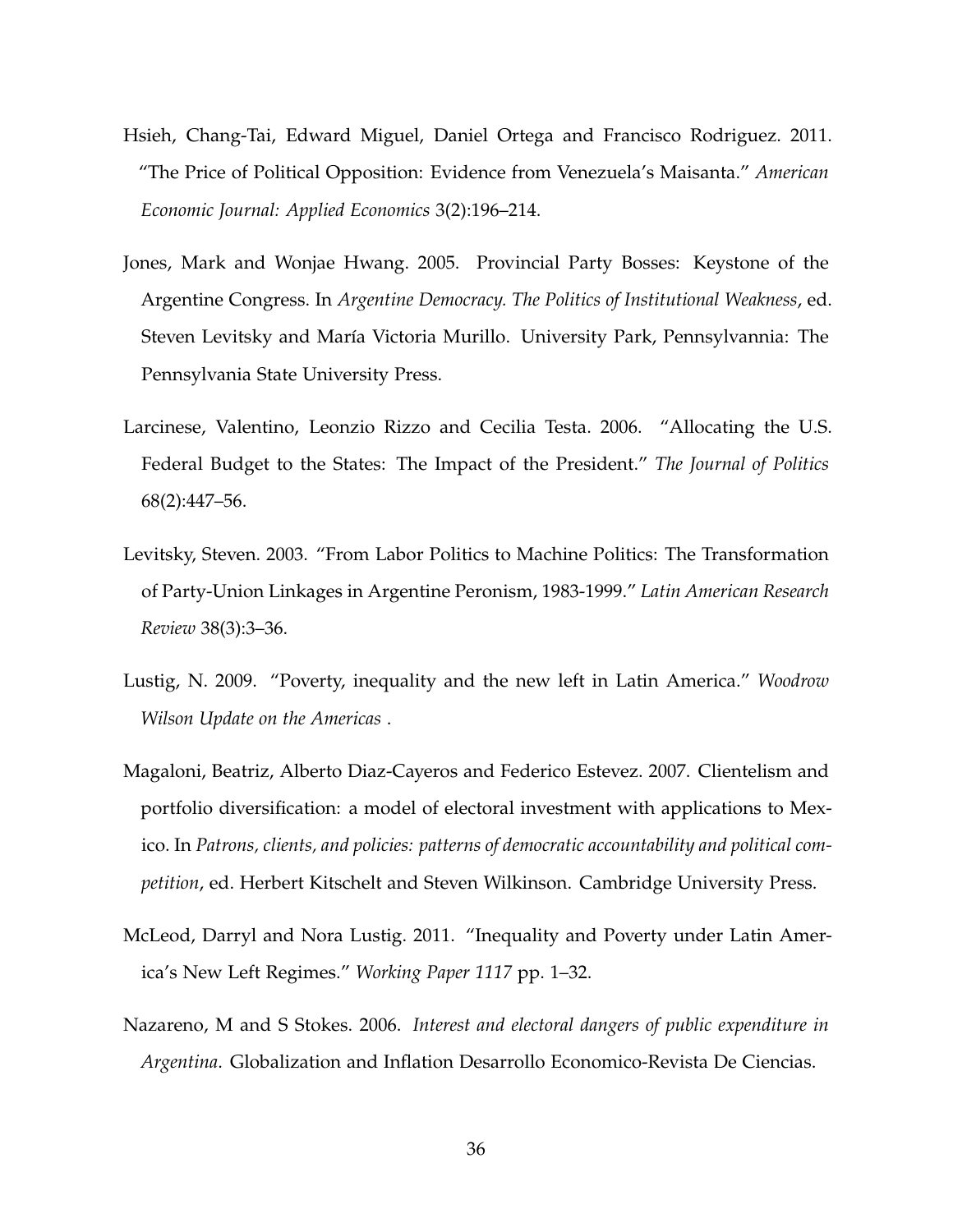Hsieh, Chang-Tai, Edward Miguel, Daniel Ortega and Francisco Rodriguez. 2011. "The Price of Political Opposition: Evidence from Venezuela's Maisanta." *American Economic Journal: Applied Economics* 3(2):196–214.

Jones, Mark and Wonjae Hwang. 2005. Provincial Party Bosses: Keystone of the Argentine Congress. In *Argentine Democracy. The Politics of Institutional Weakness*, ed. Steven Levitsky and María Victoria Murillo. University Park, Pennsylvannia: The Pennsylvania State University Press.

Larcinese, Valentino, Leonzio Rizzo and Cecilia Testa. 2006. "Allocating the U.S. Federal Budget to the States: The Impact of the President." *The Journal of Politics* 68(2):447–56.

Levitsky, Steven. 2003. "From Labor Politics to Machine Politics: The Transformation of Party-Union Linkages in Argentine Peronism, 1983-1999." *Latin American Research Review* 38(3):3–36.

Lustig, N. 2009. "Poverty, inequality and the new left in Latin America." *Woodrow Wilson Update on the Americas* .

Magaloni, Beatriz, Alberto Diaz-Cayeros and Federico Estevez. 2007. Clientelism and portfolio diversification: a model of electoral investment with applications to Mexico. In *Patrons, clients, and policies: patterns of democratic accountability and political competition*, ed. Herbert Kitschelt and Steven Wilkinson. Cambridge University Press.

McLeod, Darryl and Nora Lustig. 2011. "Inequality and Poverty under Latin America's New Left Regimes." *Working Paper 1117* pp. 1–32.

Nazareno, M and S Stokes. 2006. *Interest and electoral dangers of public expenditure in Argentina*. Globalization and Inflation Desarrollo Economico-Revista De Ciencias.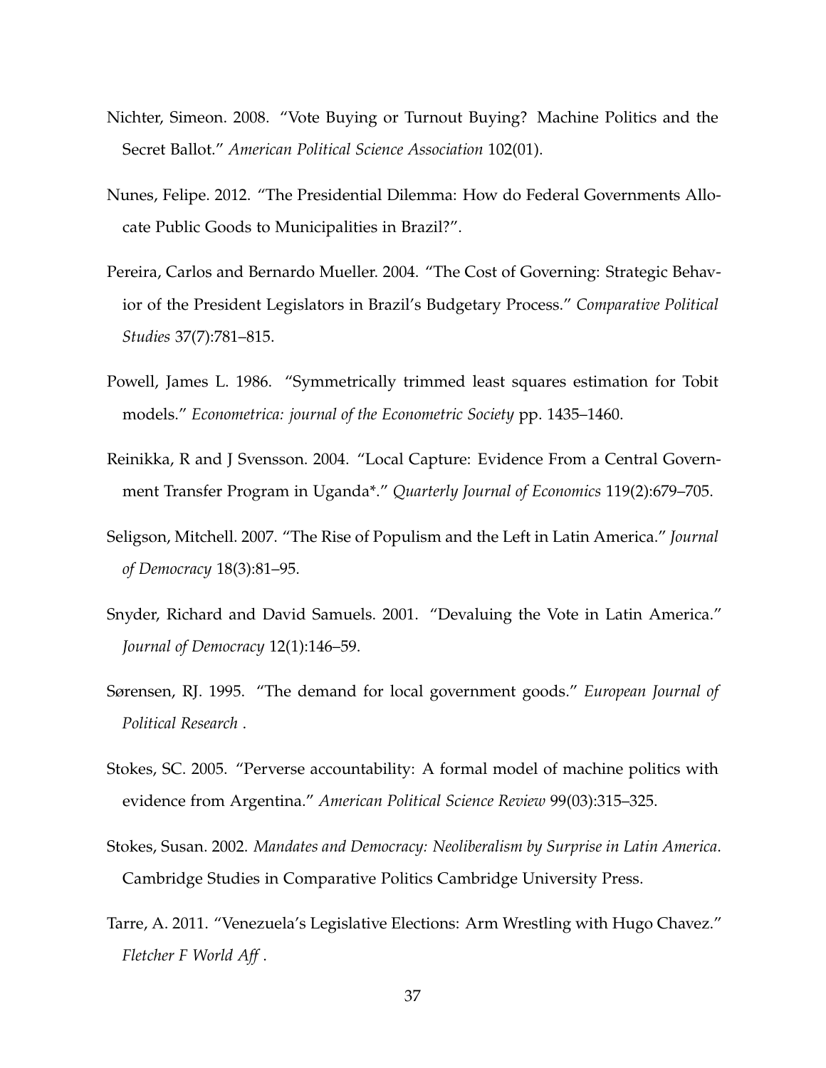Nichter, Simeon. 2008. "Vote Buying or Turnout Buying? Machine Politics and the Secret Ballot." *American Political Science Association* 102(01).

Nunes, Felipe. 2012. "The Presidential Dilemma: How do Federal Governments Allocate Public Goods to Municipalities in Brazil?".

Pereira, Carlos and Bernardo Mueller. 2004. "The Cost of Governing: Strategic Behavior of the President Legislators in Brazil's Budgetary Process." *Comparative Political Studies* 37(7):781–815.

Powell, James L. 1986. "Symmetrically trimmed least squares estimation for Tobit models." *Econometrica: journal of the Econometric Society* pp. 1435–1460.

Reinikka, R and J Svensson. 2004. "Local Capture: Evidence From a Central Government Transfer Program in Uganda*." *Quarterly Journal of Economics* 119(2):679–705.

Seligson, Mitchell. 2007. "The Rise of Populism and the Left in Latin America." *Journal of Democracy* 18(3):81–95.

Snyder, Richard and David Samuels. 2001. "Devaluing the Vote in Latin America." *Journal of Democracy* 12(1):146–59.

Sørensen, RJ. 1995. "The demand for local government goods." *European Journal of Political Research* .

Stokes, SC. 2005. "Perverse accountability: A formal model of machine politics with evidence from Argentina." *American Political Science Review* 99(03):315–325.

Stokes, Susan. 2002. *Mandates and Democracy: Neoliberalism by Surprise in Latin America*. Cambridge Studies in Comparative Politics Cambridge University Press.

Tarre, A. 2011. "Venezuela's Legislative Elections: Arm Wrestling with Hugo Chavez." *Fletcher F World Aff* .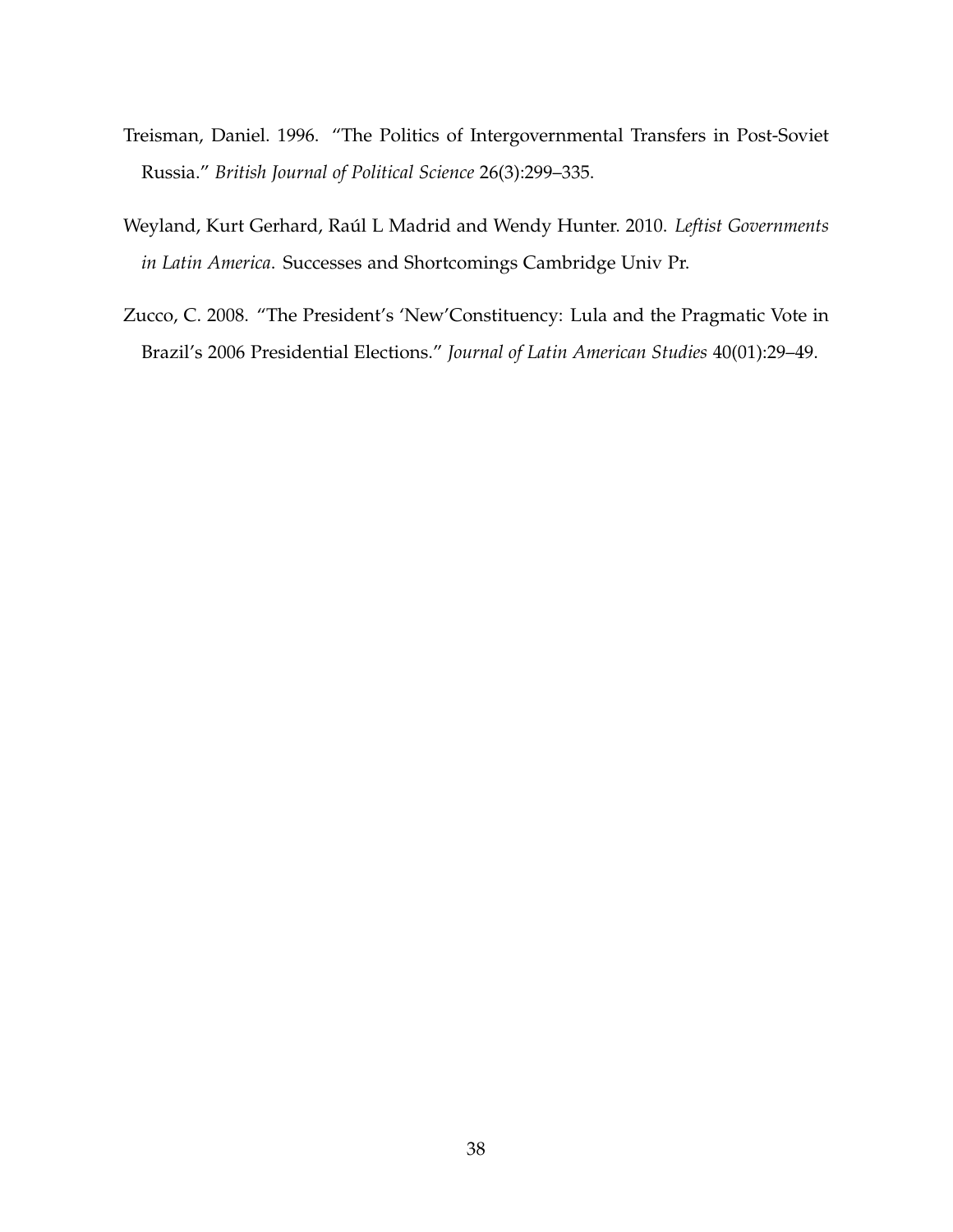Treisman, Daniel. 1996. "The Politics of Intergovernmental Transfers in Post-Soviet Russia." *British Journal of Political Science* 26(3):299–335.

Weyland, Kurt Gerhard, Raúl L Madrid and Wendy Hunter. 2010. *Leftist Governments in Latin America*. Successes and Shortcomings Cambridge Univ Pr.

Zucco, C. 2008. "The President's 'New'Constituency: Lula and the Pragmatic Vote in Brazil's 2006 Presidential Elections." *Journal of Latin American Studies* 40(01):29–49.